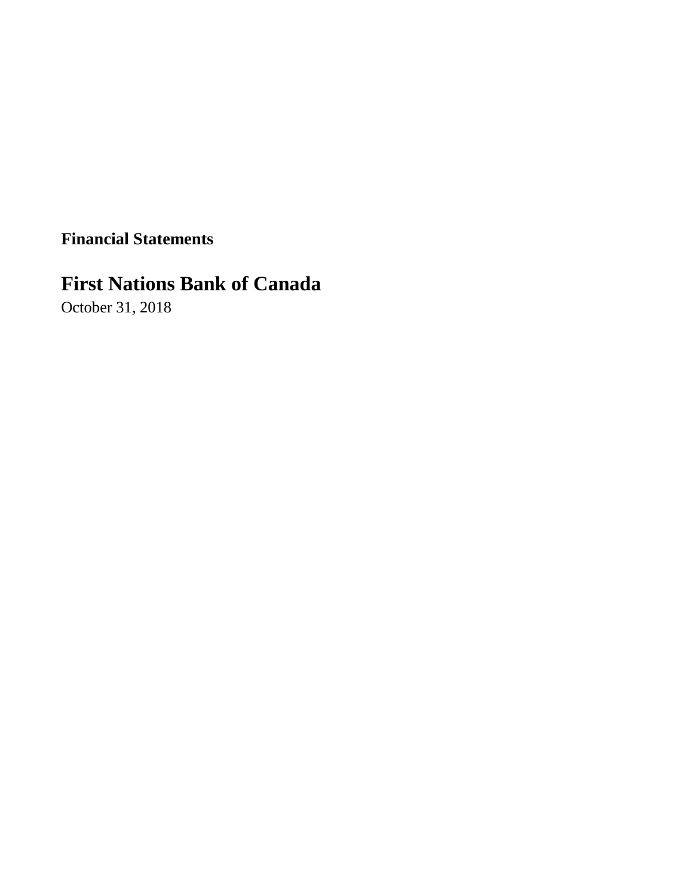**Financial Statements**

# First Nations Bank of Canada

October 31, 2018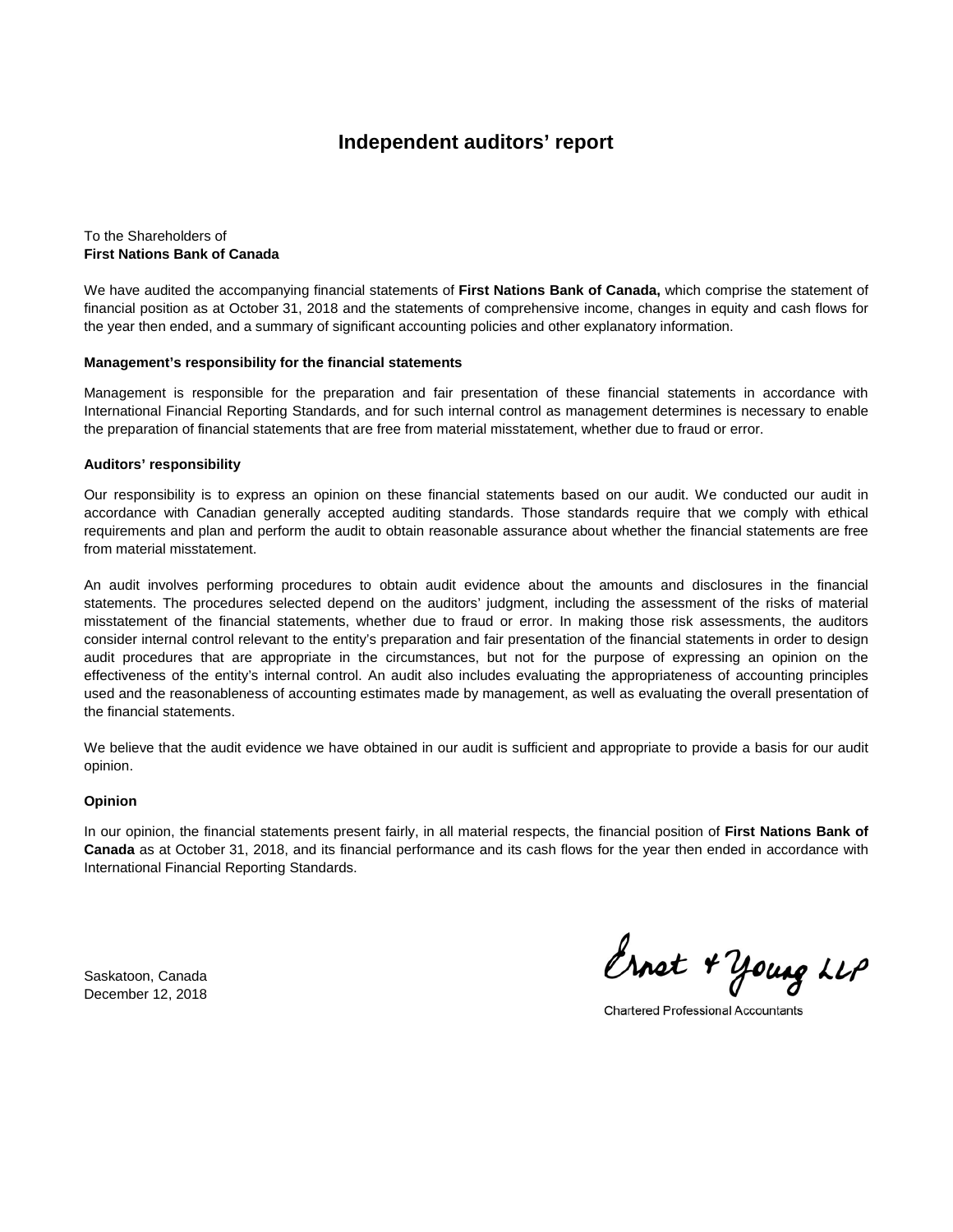# Independent auditors' report

To the Shareholders of
**First Nations Bank of Canada**

We have audited the accompanying financial statements of **First Nations Bank of Canada,** which comprise the statement of financial position as at October 31, 2018 and the statements of comprehensive income, changes in equity and cash flows for the year then ended, and a summary of significant accounting policies and other explanatory information.

**Management's responsibility for the financial statements**

Management is responsible for the preparation and fair presentation of these financial statements in accordance with International Financial Reporting Standards, and for such internal control as management determines is necessary to enable the preparation of financial statements that are free from material misstatement, whether due to fraud or error.

**Auditors' responsibility**

Our responsibility is to express an opinion on these financial statements based on our audit. We conducted our audit in accordance with Canadian generally accepted auditing standards. Those standards require that we comply with ethical requirements and plan and perform the audit to obtain reasonable assurance about whether the financial statements are free from material misstatement.

An audit involves performing procedures to obtain audit evidence about the amounts and disclosures in the financial statements. The procedures selected depend on the auditors' judgment, including the assessment of the risks of material misstatement of the financial statements, whether due to fraud or error. In making those risk assessments, the auditors consider internal control relevant to the entity's preparation and fair presentation of the financial statements in order to design audit procedures that are appropriate in the circumstances, but not for the purpose of expressing an opinion on the effectiveness of the entity's internal control. An audit also includes evaluating the appropriateness of accounting principles used and the reasonableness of accounting estimates made by management, as well as evaluating the overall presentation of the financial statements.

We believe that the audit evidence we have obtained in our audit is sufficient and appropriate to provide a basis for our audit opinion.

**Opinion**

In our opinion, the financial statements present fairly, in all material respects, the financial position of **First Nations Bank of Canada** as at October 31, 2018, and its financial performance and its cash flows for the year then ended in accordance with International Financial Reporting Standards.

Saskatoon, Canada
December 12, 2018

Ernst & Young LLP

Chartered Professional Accountants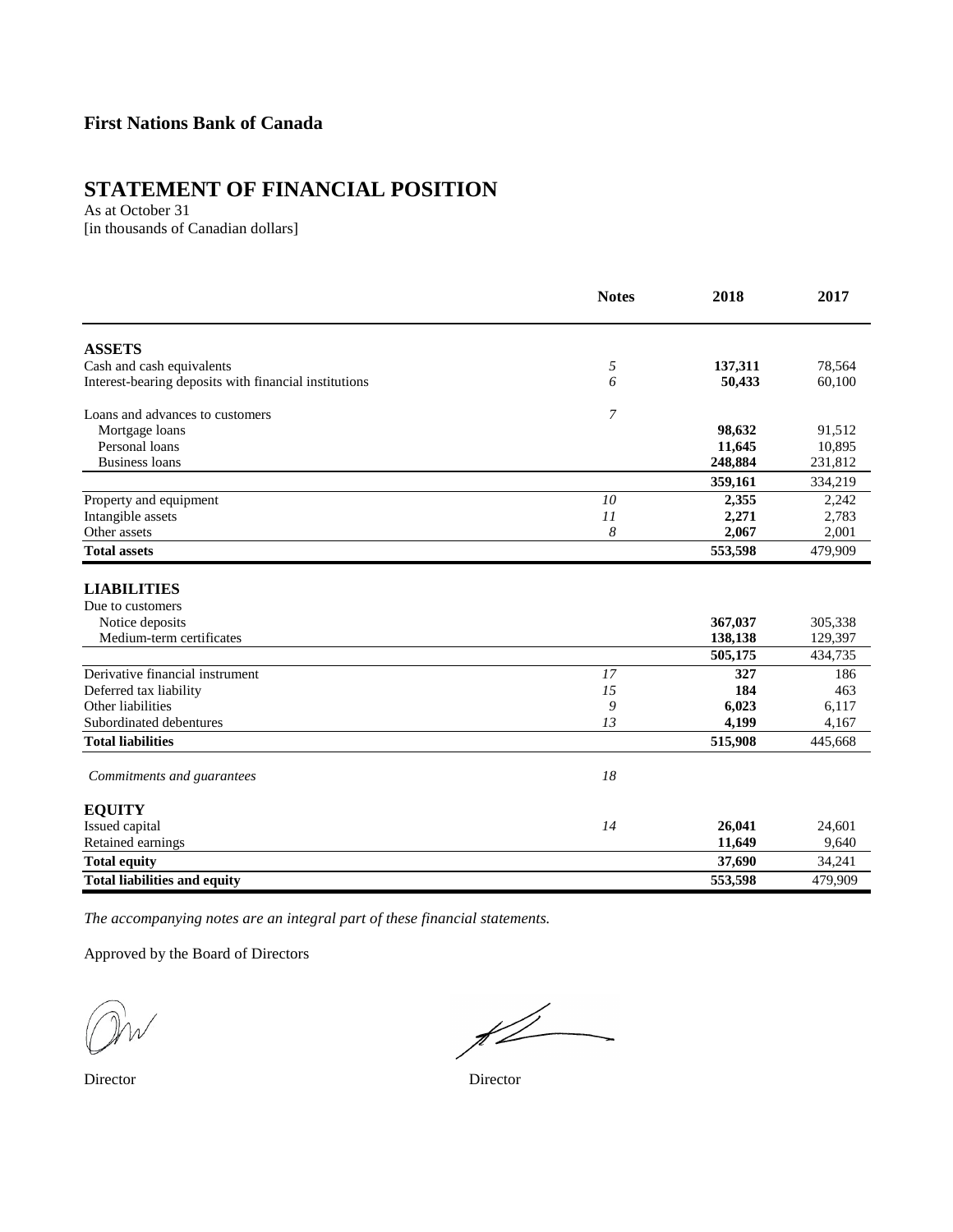# First Nations Bank of Canada

## STATEMENT OF FINANCIAL POSITION

As at October 31
[in thousands of Canadian dollars]

| | Notes | 2018 | 2017 |
|---|---|---|---|
| **ASSETS** | | | |
| Cash and cash equivalents | *5* | **137,311** | 78,564 |
| Interest-bearing deposits with financial institutions | *6* | **50,433** | 60,100 |
| Loans and advances to customers | *7* | | |
| Mortgage loans | | **98,632** | 91,512 |
| Personal loans | | **11,645** | 10,895 |
| Business loans | | **248,884** | 231,812 |
| | | **359,161** | 334,219 |
| Property and equipment | *10* | **2,355** | 2,242 |
| Intangible assets | *11* | **2,271** | 2,783 |
| Other assets | *8* | **2,067** | 2,001 |
| **Total assets** | | **553,598** | 479,909 |
| **LIABILITIES** | | | |
| Due to customers | | | |
| Notice deposits | | **367,037** | 305,338 |
| Medium-term certificates | | **138,138** | 129,397 |
| | | **505,175** | 434,735 |
| Derivative financial instrument | *17* | **327** | 186 |
| Deferred tax liability | *15* | **184** | 463 |
| Other liabilities | *9* | **6,023** | 6,117 |
| Subordinated debentures | *13* | **4,199** | 4,167 |
| **Total liabilities** | | **515,908** | 445,668 |
| *Commitments and guarantees* | *18* | | |
| **EQUITY** | | | |
| Issued capital | *14* | **26,041** | 24,601 |
| Retained earnings | | **11,649** | 9,640 |
| **Total equity** | | **37,690** | 34,241 |
| **Total liabilities and equity** | | **553,598** | 479,909 |

*The accompanying notes are an integral part of these financial statements.*

Approved by the Board of Directors

Director                                                            Director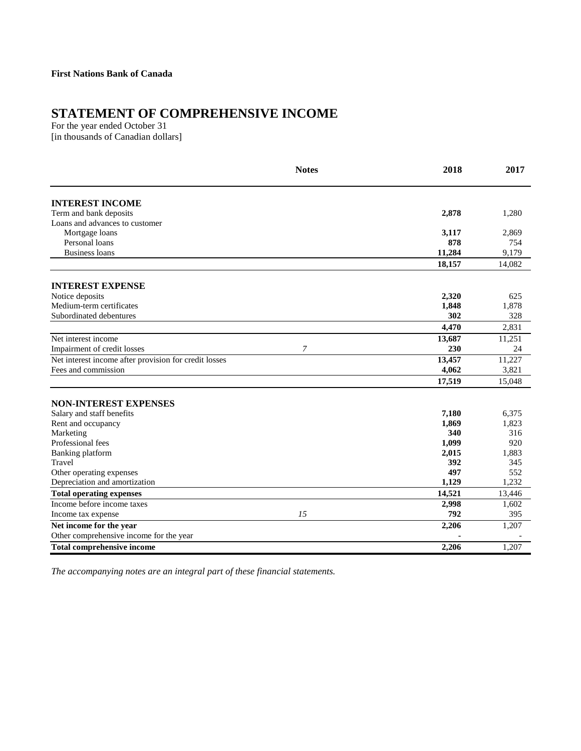**First Nations Bank of Canada**

# STATEMENT OF COMPREHENSIVE INCOME

For the year ended October 31
[in thousands of Canadian dollars]

| | Notes | 2018 | 2017 |
|---|---|---|---|
| **INTEREST INCOME** | | | |
| Term and bank deposits | | **2,878** | 1,280 |
| Loans and advances to customer | | | |
| Mortgage loans | | **3,117** | 2,869 |
| Personal loans | | **878** | 754 |
| Business loans | | **11,284** | 9,179 |
| | | **18,157** | 14,082 |
| **INTEREST EXPENSE** | | | |
| Notice deposits | | **2,320** | 625 |
| Medium-term certificates | | **1,848** | 1,878 |
| Subordinated debentures | | **302** | 328 |
| | | **4,470** | 2,831 |
| Net interest income | | **13,687** | 11,251 |
| Impairment of credit losses | *7* | **230** | 24 |
| Net interest income after provision for credit losses | | **13,457** | 11,227 |
| Fees and commission | | **4,062** | 3,821 |
| | | **17,519** | 15,048 |
| **NON-INTEREST EXPENSES** | | | |
| Salary and staff benefits | | **7,180** | 6,375 |
| Rent and occupancy | | **1,869** | 1,823 |
| Marketing | | **340** | 316 |
| Professional fees | | **1,099** | 920 |
| Banking platform | | **2,015** | 1,883 |
| Travel | | **392** | 345 |
| Other operating expenses | | **497** | 552 |
| Depreciation and amortization | | **1,129** | 1,232 |
| **Total operating expenses** | | **14,521** | 13,446 |
| Income before income taxes | | **2,998** | 1,602 |
| Income tax expense | *15* | **792** | 395 |
| **Net income for the year** | | **2,206** | 1,207 |
| Other comprehensive income for the year | | **-** | - |
| **Total comprehensive income** | | **2,206** | 1,207 |

*The accompanying notes are an integral part of these financial statements.*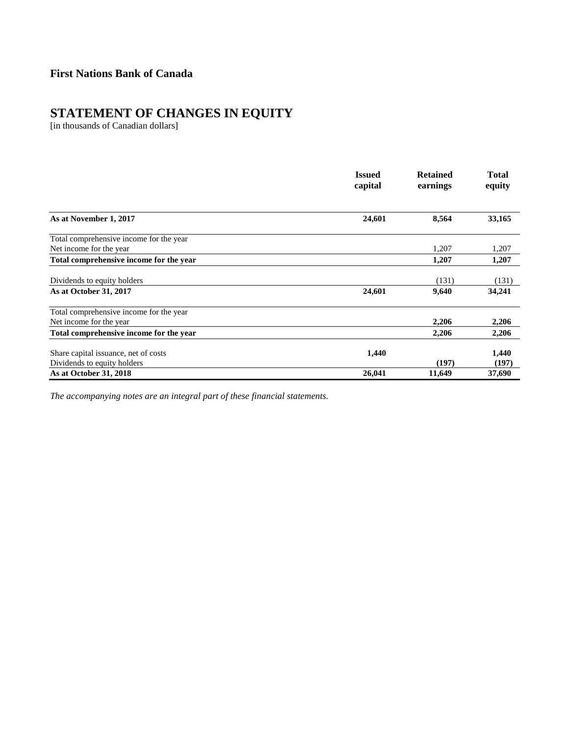**First Nations Bank of Canada**

# STATEMENT OF CHANGES IN EQUITY

[in thousands of Canadian dollars]

| | Issued capital | Retained earnings | Total equity |
|---|---|---|---|
| **As at November 1, 2017** | **24,601** | **8,564** | **33,165** |
| Total comprehensive income for the year | | | |
| Net income for the year | | 1,207 | 1,207 |
| **Total comprehensive income for the year** | | **1,207** | **1,207** |
| Dividends to equity holders | | (131) | (131) |
| **As at October 31, 2017** | **24,601** | **9,640** | **34,241** |
| Total comprehensive income for the year | | | |
| Net income for the year | | **2,206** | **2,206** |
| **Total comprehensive income for the year** | | **2,206** | **2,206** |
| Share capital issuance, net of costs | **1,440** | | **1,440** |
| Dividends to equity holders | | **(197)** | **(197)** |
| **As at October 31, 2018** | **26,041** | **11,649** | **37,690** |

*The accompanying notes are an integral part of these financial statements.*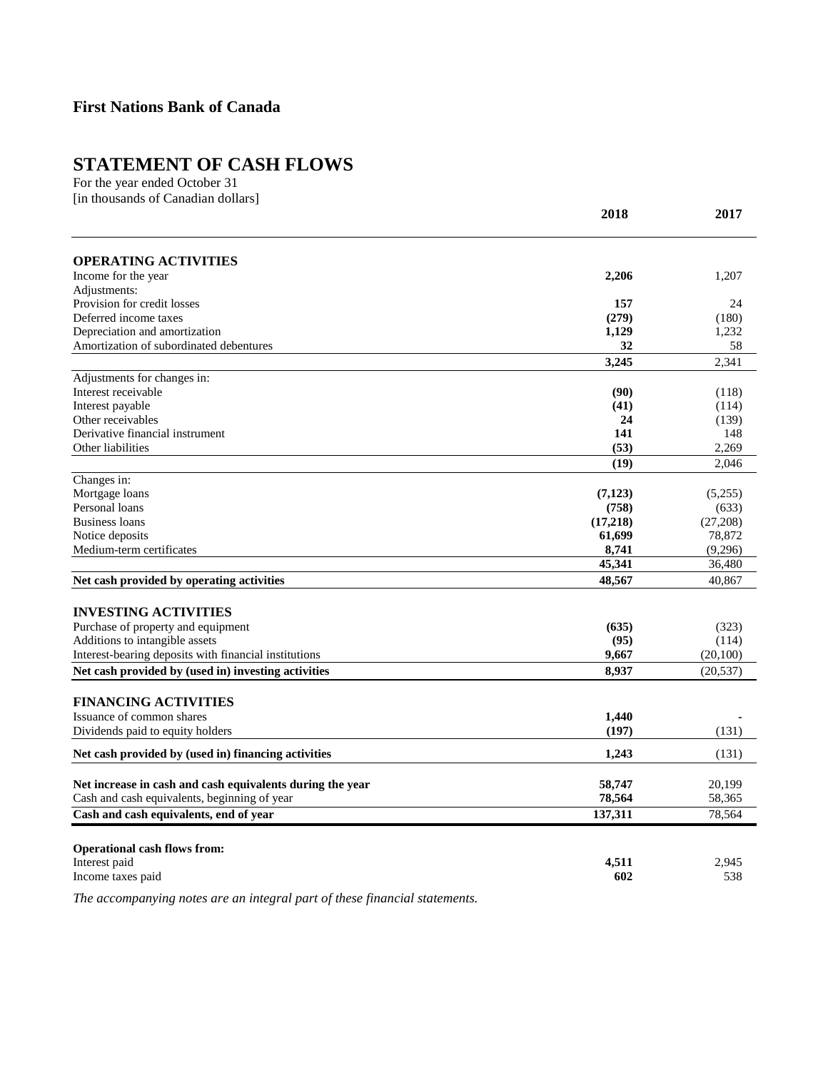**First Nations Bank of Canada**

# STATEMENT OF CASH FLOWS

For the year ended October 31
[in thousands of Canadian dollars]

| | 2018 | 2017 |
|---|---|---|
| **OPERATING ACTIVITIES** | | |
| Income for the year | **2,206** | 1,207 |
| Adjustments: | | |
| Provision for credit losses | **157** | 24 |
| Deferred income taxes | **(279)** | (180) |
| Depreciation and amortization | **1,129** | 1,232 |
| Amortization of subordinated debentures | **32** | 58 |
| | **3,245** | 2,341 |
| Adjustments for changes in: | | |
| Interest receivable | **(90)** | (118) |
| Interest payable | **(41)** | (114) |
| Other receivables | **24** | (139) |
| Derivative financial instrument | **141** | 148 |
| Other liabilities | **(53)** | 2,269 |
| | **(19)** | 2,046 |
| Changes in: | | |
| Mortgage loans | **(7,123)** | (5,255) |
| Personal loans | **(758)** | (633) |
| Business loans | **(17,218)** | (27,208) |
| Notice deposits | **61,699** | 78,872 |
| Medium-term certificates | **8,741** | (9,296) |
| | **45,341** | 36,480 |
| **Net cash provided by operating activities** | **48,567** | 40,867 |
| **INVESTING ACTIVITIES** | | |
| Purchase of property and equipment | **(635)** | (323) |
| Additions to intangible assets | **(95)** | (114) |
| Interest-bearing deposits with financial institutions | **9,667** | (20,100) |
| **Net cash provided by (used in) investing activities** | **8,937** | (20,537) |
| **FINANCING ACTIVITIES** | | |
| Issuance of common shares | **1,440** | - |
| Dividends paid to equity holders | **(197)** | (131) |
| **Net cash provided by (used in) financing activities** | **1,243** | (131) |
| **Net increase in cash and cash equivalents during the year** | **58,747** | 20,199 |
| Cash and cash equivalents, beginning of year | **78,564** | 58,365 |
| **Cash and cash equivalents, end of year** | **137,311** | 78,564 |
| **Operational cash flows from:** | | |
| Interest paid | **4,511** | 2,945 |
| Income taxes paid | **602** | 538 |

*The accompanying notes are an integral part of these financial statements.*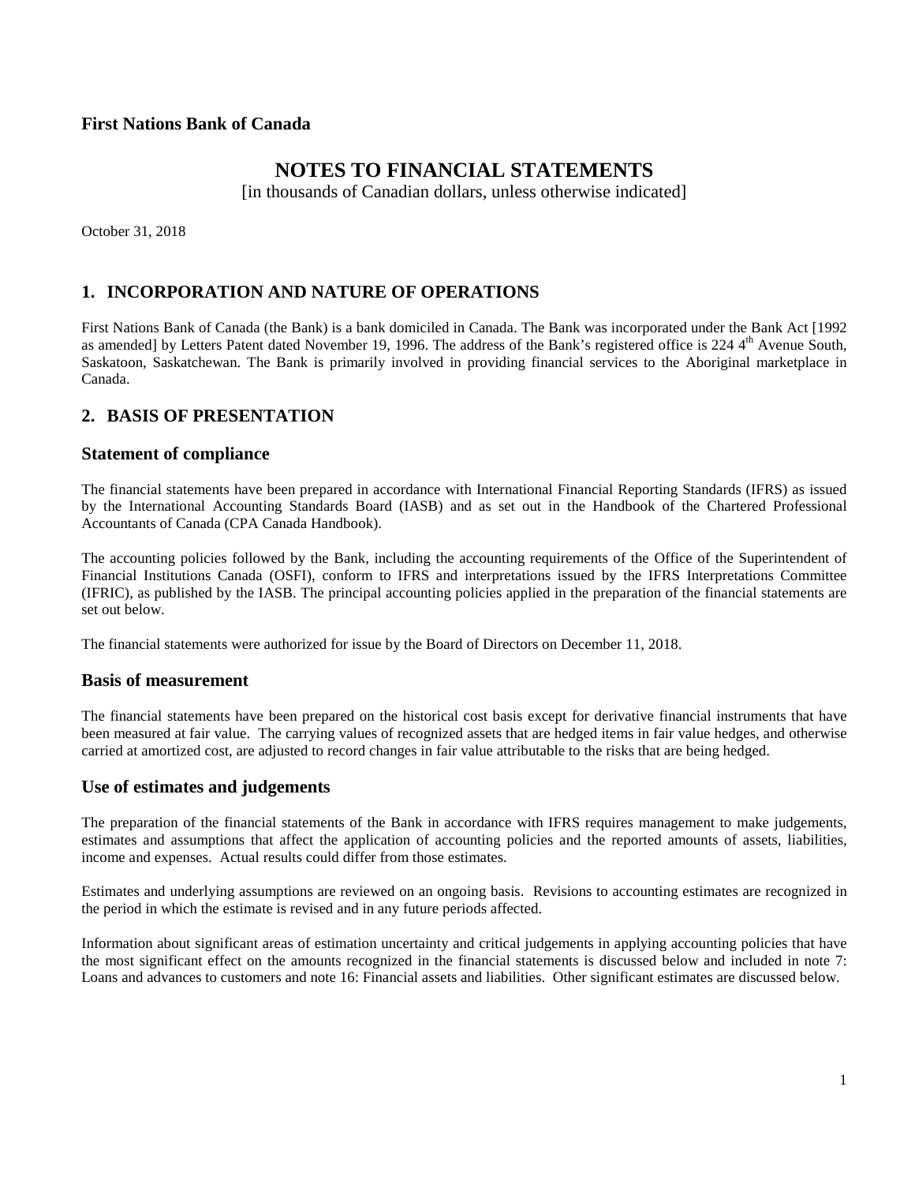**First Nations Bank of Canada**

# NOTES TO FINANCIAL STATEMENTS

[in thousands of Canadian dollars, unless otherwise indicated]

October 31, 2018

## 1. INCORPORATION AND NATURE OF OPERATIONS

First Nations Bank of Canada (the Bank) is a bank domiciled in Canada. The Bank was incorporated under the Bank Act [1992 as amended] by Letters Patent dated November 19, 1996. The address of the Bank's registered office is 224 4th Avenue South, Saskatoon, Saskatchewan. The Bank is primarily involved in providing financial services to the Aboriginal marketplace in Canada.

## 2. BASIS OF PRESENTATION

### Statement of compliance

The financial statements have been prepared in accordance with International Financial Reporting Standards (IFRS) as issued by the International Accounting Standards Board (IASB) and as set out in the Handbook of the Chartered Professional Accountants of Canada (CPA Canada Handbook).

The accounting policies followed by the Bank, including the accounting requirements of the Office of the Superintendent of Financial Institutions Canada (OSFI), conform to IFRS and interpretations issued by the IFRS Interpretations Committee (IFRIC), as published by the IASB. The principal accounting policies applied in the preparation of the financial statements are set out below.

The financial statements were authorized for issue by the Board of Directors on December 11, 2018.

### Basis of measurement

The financial statements have been prepared on the historical cost basis except for derivative financial instruments that have been measured at fair value. The carrying values of recognized assets that are hedged items in fair value hedges, and otherwise carried at amortized cost, are adjusted to record changes in fair value attributable to the risks that are being hedged.

### Use of estimates and judgements

The preparation of the financial statements of the Bank in accordance with IFRS requires management to make judgements, estimates and assumptions that affect the application of accounting policies and the reported amounts of assets, liabilities, income and expenses. Actual results could differ from those estimates.

Estimates and underlying assumptions are reviewed on an ongoing basis. Revisions to accounting estimates are recognized in the period in which the estimate is revised and in any future periods affected.

Information about significant areas of estimation uncertainty and critical judgements in applying accounting policies that have the most significant effect on the amounts recognized in the financial statements is discussed below and included in note 7: Loans and advances to customers and note 16: Financial assets and liabilities. Other significant estimates are discussed below.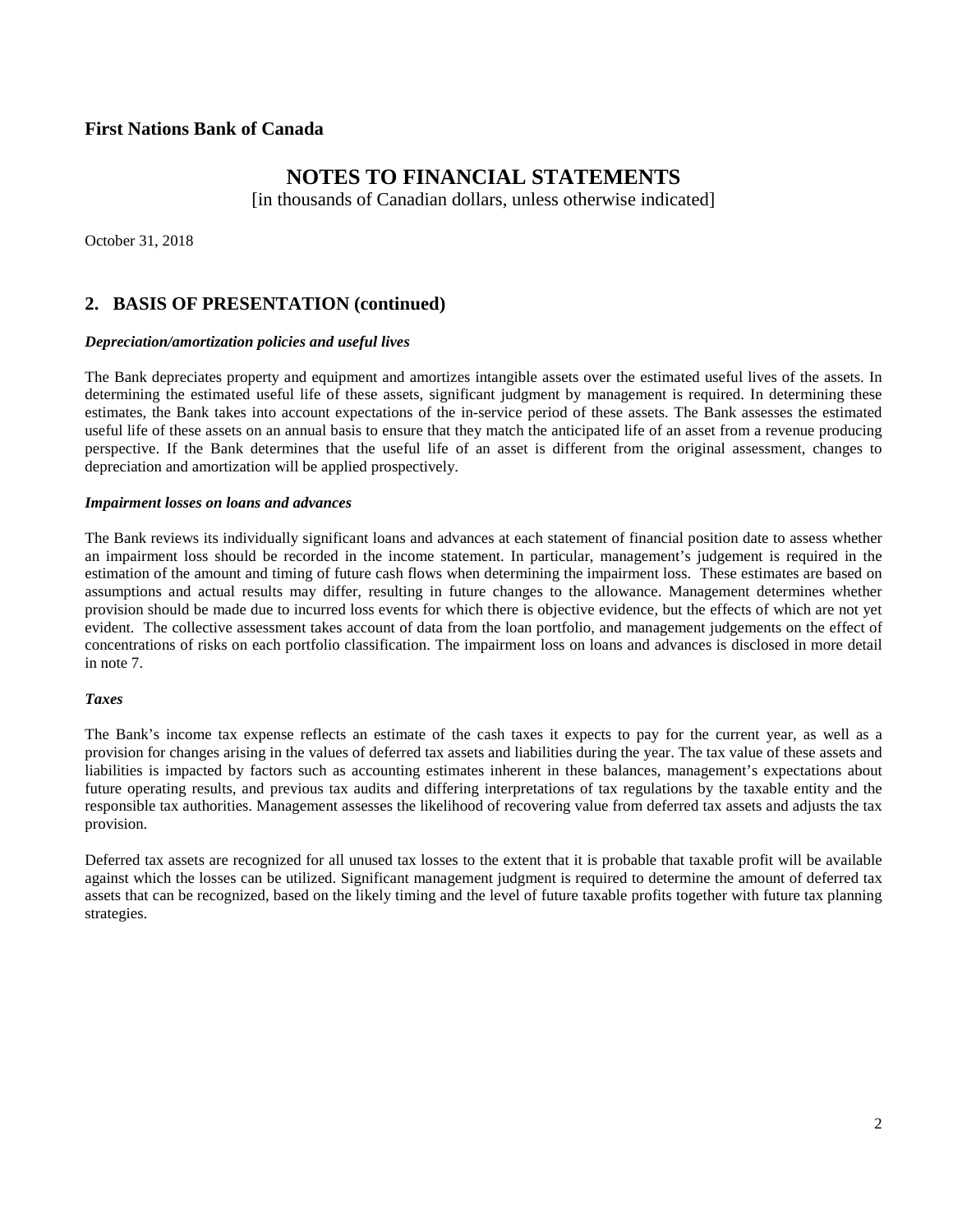## 2. BASIS OF PRESENTATION (continued)

### *Depreciation/amortization policies and useful lives*

The Bank depreciates property and equipment and amortizes intangible assets over the estimated useful lives of the assets. In determining the estimated useful life of these assets, significant judgment by management is required. In determining these estimates, the Bank takes into account expectations of the in-service period of these assets. The Bank assesses the estimated useful life of these assets on an annual basis to ensure that they match the anticipated life of an asset from a revenue producing perspective. If the Bank determines that the useful life of an asset is different from the original assessment, changes to depreciation and amortization will be applied prospectively.

### *Impairment losses on loans and advances*

The Bank reviews its individually significant loans and advances at each statement of financial position date to assess whether an impairment loss should be recorded in the income statement. In particular, management's judgement is required in the estimation of the amount and timing of future cash flows when determining the impairment loss. These estimates are based on assumptions and actual results may differ, resulting in future changes to the allowance. Management determines whether provision should be made due to incurred loss events for which there is objective evidence, but the effects of which are not yet evident. The collective assessment takes account of data from the loan portfolio, and management judgements on the effect of concentrations of risks on each portfolio classification. The impairment loss on loans and advances is disclosed in more detail in note 7.

### *Taxes*

The Bank's income tax expense reflects an estimate of the cash taxes it expects to pay for the current year, as well as a provision for changes arising in the values of deferred tax assets and liabilities during the year. The tax value of these assets and liabilities is impacted by factors such as accounting estimates inherent in these balances, management's expectations about future operating results, and previous tax audits and differing interpretations of tax regulations by the taxable entity and the responsible tax authorities. Management assesses the likelihood of recovering value from deferred tax assets and adjusts the tax provision.

Deferred tax assets are recognized for all unused tax losses to the extent that it is probable that taxable profit will be available against which the losses can be utilized. Significant management judgment is required to determine the amount of deferred tax assets that can be recognized, based on the likely timing and the level of future taxable profits together with future tax planning strategies.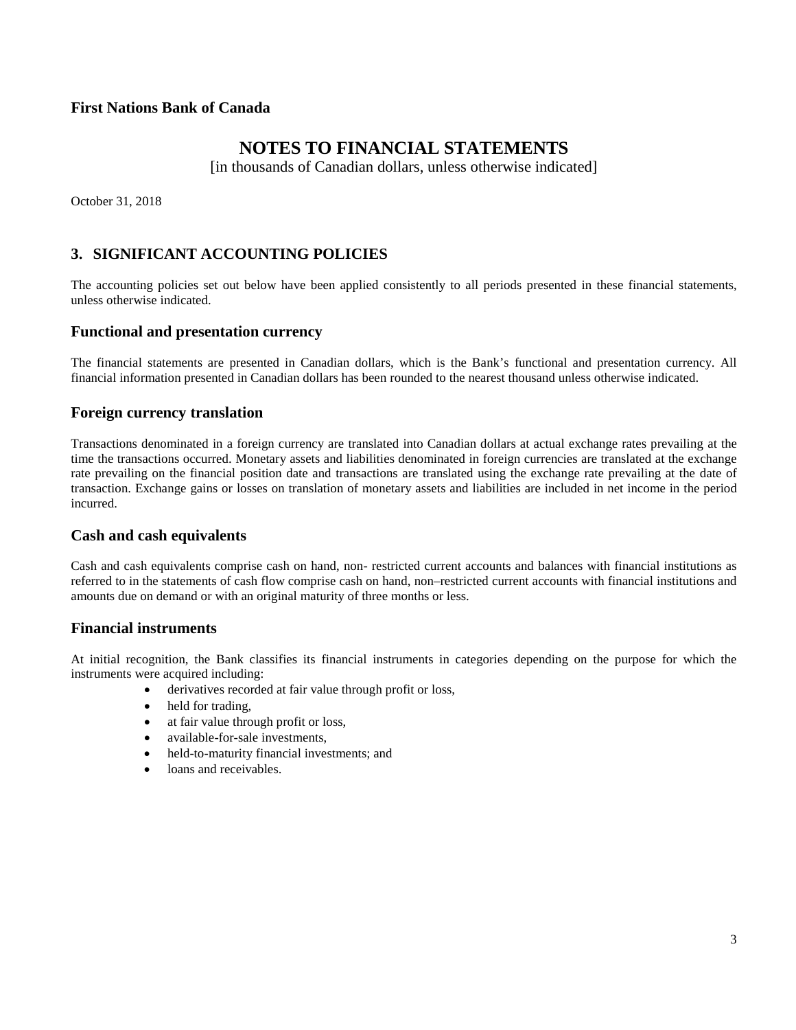**First Nations Bank of Canada**

# NOTES TO FINANCIAL STATEMENTS

[in thousands of Canadian dollars, unless otherwise indicated]

October 31, 2018

## 3. SIGNIFICANT ACCOUNTING POLICIES

The accounting policies set out below have been applied consistently to all periods presented in these financial statements, unless otherwise indicated.

### Functional and presentation currency

The financial statements are presented in Canadian dollars, which is the Bank's functional and presentation currency. All financial information presented in Canadian dollars has been rounded to the nearest thousand unless otherwise indicated.

### Foreign currency translation

Transactions denominated in a foreign currency are translated into Canadian dollars at actual exchange rates prevailing at the time the transactions occurred. Monetary assets and liabilities denominated in foreign currencies are translated at the exchange rate prevailing on the financial position date and transactions are translated using the exchange rate prevailing at the date of transaction. Exchange gains or losses on translation of monetary assets and liabilities are included in net income in the period incurred.

### Cash and cash equivalents

Cash and cash equivalents comprise cash on hand, non- restricted current accounts and balances with financial institutions as referred to in the statements of cash flow comprise cash on hand, non–restricted current accounts with financial institutions and amounts due on demand or with an original maturity of three months or less.

### Financial instruments

At initial recognition, the Bank classifies its financial instruments in categories depending on the purpose for which the instruments were acquired including:

- derivatives recorded at fair value through profit or loss,
- held for trading,
- at fair value through profit or loss,
- available-for-sale investments,
- held-to-maturity financial investments; and
- loans and receivables.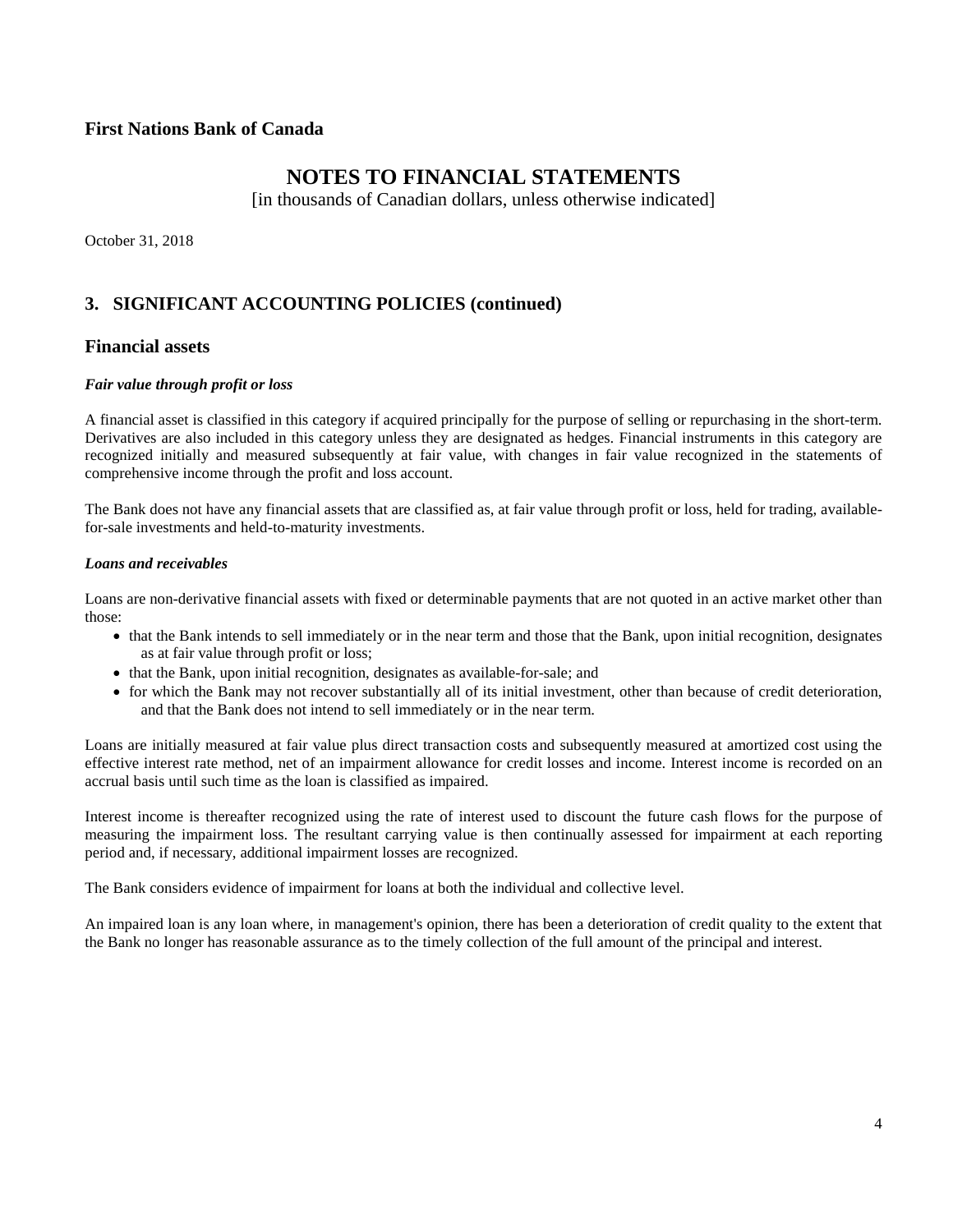**First Nations Bank of Canada**

# NOTES TO FINANCIAL STATEMENTS

[in thousands of Canadian dollars, unless otherwise indicated]

October 31, 2018

## 3. SIGNIFICANT ACCOUNTING POLICIES (continued)

## Financial assets

***Fair value through profit or loss***

A financial asset is classified in this category if acquired principally for the purpose of selling or repurchasing in the short-term. Derivatives are also included in this category unless they are designated as hedges. Financial instruments in this category are recognized initially and measured subsequently at fair value, with changes in fair value recognized in the statements of comprehensive income through the profit and loss account.

The Bank does not have any financial assets that are classified as, at fair value through profit or loss, held for trading, available-for-sale investments and held-to-maturity investments.

***Loans and receivables***

Loans are non-derivative financial assets with fixed or determinable payments that are not quoted in an active market other than those:

- that the Bank intends to sell immediately or in the near term and those that the Bank, upon initial recognition, designates as at fair value through profit or loss;
- that the Bank, upon initial recognition, designates as available-for-sale; and
- for which the Bank may not recover substantially all of its initial investment, other than because of credit deterioration, and that the Bank does not intend to sell immediately or in the near term.

Loans are initially measured at fair value plus direct transaction costs and subsequently measured at amortized cost using the effective interest rate method, net of an impairment allowance for credit losses and income. Interest income is recorded on an accrual basis until such time as the loan is classified as impaired.

Interest income is thereafter recognized using the rate of interest used to discount the future cash flows for the purpose of measuring the impairment loss. The resultant carrying value is then continually assessed for impairment at each reporting period and, if necessary, additional impairment losses are recognized.

The Bank considers evidence of impairment for loans at both the individual and collective level.

An impaired loan is any loan where, in management's opinion, there has been a deterioration of credit quality to the extent that the Bank no longer has reasonable assurance as to the timely collection of the full amount of the principal and interest.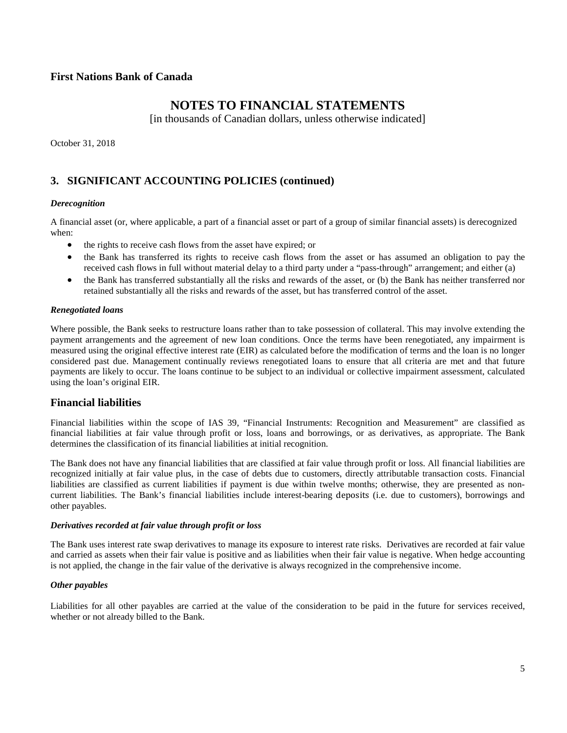**First Nations Bank of Canada**

# NOTES TO FINANCIAL STATEMENTS

[in thousands of Canadian dollars, unless otherwise indicated]

October 31, 2018

## 3. SIGNIFICANT ACCOUNTING POLICIES (continued)

***Derecognition***

A financial asset (or, where applicable, a part of a financial asset or part of a group of similar financial assets) is derecognized when:

- the rights to receive cash flows from the asset have expired; or
- the Bank has transferred its rights to receive cash flows from the asset or has assumed an obligation to pay the received cash flows in full without material delay to a third party under a "pass-through" arrangement; and either (a)
- the Bank has transferred substantially all the risks and rewards of the asset, or (b) the Bank has neither transferred nor retained substantially all the risks and rewards of the asset, but has transferred control of the asset.

***Renegotiated loans***

Where possible, the Bank seeks to restructure loans rather than to take possession of collateral. This may involve extending the payment arrangements and the agreement of new loan conditions. Once the terms have been renegotiated, any impairment is measured using the original effective interest rate (EIR) as calculated before the modification of terms and the loan is no longer considered past due. Management continually reviews renegotiated loans to ensure that all criteria are met and that future payments are likely to occur. The loans continue to be subject to an individual or collective impairment assessment, calculated using the loan's original EIR.

### Financial liabilities

Financial liabilities within the scope of IAS 39, "Financial Instruments: Recognition and Measurement" are classified as financial liabilities at fair value through profit or loss, loans and borrowings, or as derivatives, as appropriate. The Bank determines the classification of its financial liabilities at initial recognition.

The Bank does not have any financial liabilities that are classified at fair value through profit or loss. All financial liabilities are recognized initially at fair value plus, in the case of debts due to customers, directly attributable transaction costs. Financial liabilities are classified as current liabilities if payment is due within twelve months; otherwise, they are presented as non-current liabilities. The Bank's financial liabilities include interest-bearing deposits (i.e. due to customers), borrowings and other payables.

***Derivatives recorded at fair value through profit or loss***

The Bank uses interest rate swap derivatives to manage its exposure to interest rate risks. Derivatives are recorded at fair value and carried as assets when their fair value is positive and as liabilities when their fair value is negative. When hedge accounting is not applied, the change in the fair value of the derivative is always recognized in the comprehensive income.

***Other payables***

Liabilities for all other payables are carried at the value of the consideration to be paid in the future for services received, whether or not already billed to the Bank.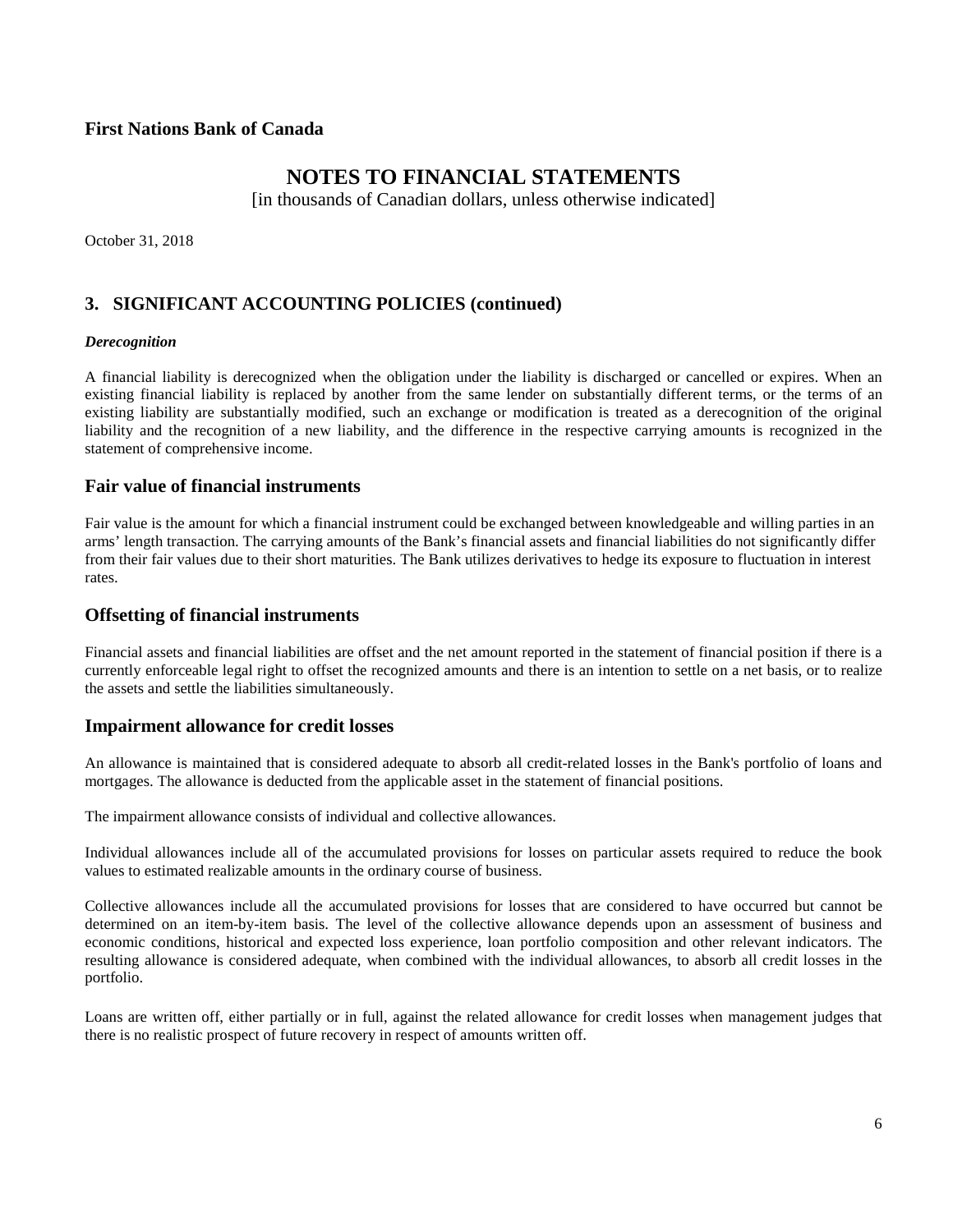# First Nations Bank of Canada

## NOTES TO FINANCIAL STATEMENTS

[in thousands of Canadian dollars, unless otherwise indicated]

October 31, 2018

## 3. SIGNIFICANT ACCOUNTING POLICIES (continued)

***Derecognition***

A financial liability is derecognized when the obligation under the liability is discharged or cancelled or expires. When an existing financial liability is replaced by another from the same lender on substantially different terms, or the terms of an existing liability are substantially modified, such an exchange or modification is treated as a derecognition of the original liability and the recognition of a new liability, and the difference in the respective carrying amounts is recognized in the statement of comprehensive income.

### Fair value of financial instruments

Fair value is the amount for which a financial instrument could be exchanged between knowledgeable and willing parties in an arms' length transaction. The carrying amounts of the Bank's financial assets and financial liabilities do not significantly differ from their fair values due to their short maturities. The Bank utilizes derivatives to hedge its exposure to fluctuation in interest rates.

### Offsetting of financial instruments

Financial assets and financial liabilities are offset and the net amount reported in the statement of financial position if there is a currently enforceable legal right to offset the recognized amounts and there is an intention to settle on a net basis, or to realize the assets and settle the liabilities simultaneously.

### Impairment allowance for credit losses

An allowance is maintained that is considered adequate to absorb all credit-related losses in the Bank's portfolio of loans and mortgages. The allowance is deducted from the applicable asset in the statement of financial positions.

The impairment allowance consists of individual and collective allowances.

Individual allowances include all of the accumulated provisions for losses on particular assets required to reduce the book values to estimated realizable amounts in the ordinary course of business.

Collective allowances include all the accumulated provisions for losses that are considered to have occurred but cannot be determined on an item-by-item basis. The level of the collective allowance depends upon an assessment of business and economic conditions, historical and expected loss experience, loan portfolio composition and other relevant indicators. The resulting allowance is considered adequate, when combined with the individual allowances, to absorb all credit losses in the portfolio.

Loans are written off, either partially or in full, against the related allowance for credit losses when management judges that there is no realistic prospect of future recovery in respect of amounts written off.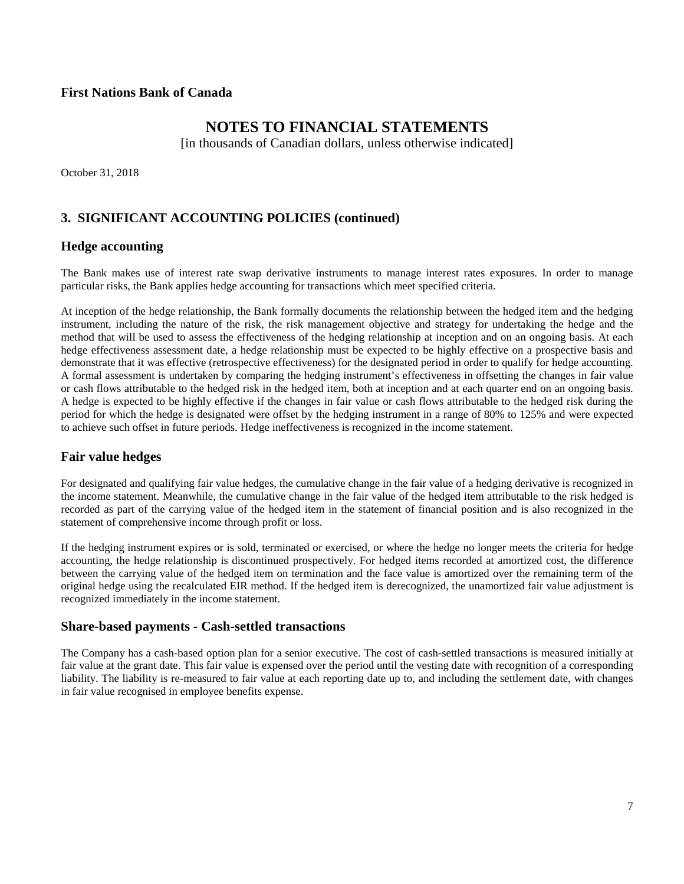**First Nations Bank of Canada**

# NOTES TO FINANCIAL STATEMENTS

[in thousands of Canadian dollars, unless otherwise indicated]

October 31, 2018

## 3. SIGNIFICANT ACCOUNTING POLICIES (continued)

### Hedge accounting

The Bank makes use of interest rate swap derivative instruments to manage interest rates exposures. In order to manage particular risks, the Bank applies hedge accounting for transactions which meet specified criteria.

At inception of the hedge relationship, the Bank formally documents the relationship between the hedged item and the hedging instrument, including the nature of the risk, the risk management objective and strategy for undertaking the hedge and the method that will be used to assess the effectiveness of the hedging relationship at inception and on an ongoing basis. At each hedge effectiveness assessment date, a hedge relationship must be expected to be highly effective on a prospective basis and demonstrate that it was effective (retrospective effectiveness) for the designated period in order to qualify for hedge accounting. A formal assessment is undertaken by comparing the hedging instrument's effectiveness in offsetting the changes in fair value or cash flows attributable to the hedged risk in the hedged item, both at inception and at each quarter end on an ongoing basis. A hedge is expected to be highly effective if the changes in fair value or cash flows attributable to the hedged risk during the period for which the hedge is designated were offset by the hedging instrument in a range of 80% to 125% and were expected to achieve such offset in future periods. Hedge ineffectiveness is recognized in the income statement.

### Fair value hedges

For designated and qualifying fair value hedges, the cumulative change in the fair value of a hedging derivative is recognized in the income statement. Meanwhile, the cumulative change in the fair value of the hedged item attributable to the risk hedged is recorded as part of the carrying value of the hedged item in the statement of financial position and is also recognized in the statement of comprehensive income through profit or loss.

If the hedging instrument expires or is sold, terminated or exercised, or where the hedge no longer meets the criteria for hedge accounting, the hedge relationship is discontinued prospectively. For hedged items recorded at amortized cost, the difference between the carrying value of the hedged item on termination and the face value is amortized over the remaining term of the original hedge using the recalculated EIR method. If the hedged item is derecognized, the unamortized fair value adjustment is recognized immediately in the income statement.

### Share-based payments - Cash-settled transactions

The Company has a cash-based option plan for a senior executive. The cost of cash-settled transactions is measured initially at fair value at the grant date. This fair value is expensed over the period until the vesting date with recognition of a corresponding liability. The liability is re-measured to fair value at each reporting date up to, and including the settlement date, with changes in fair value recognised in employee benefits expense.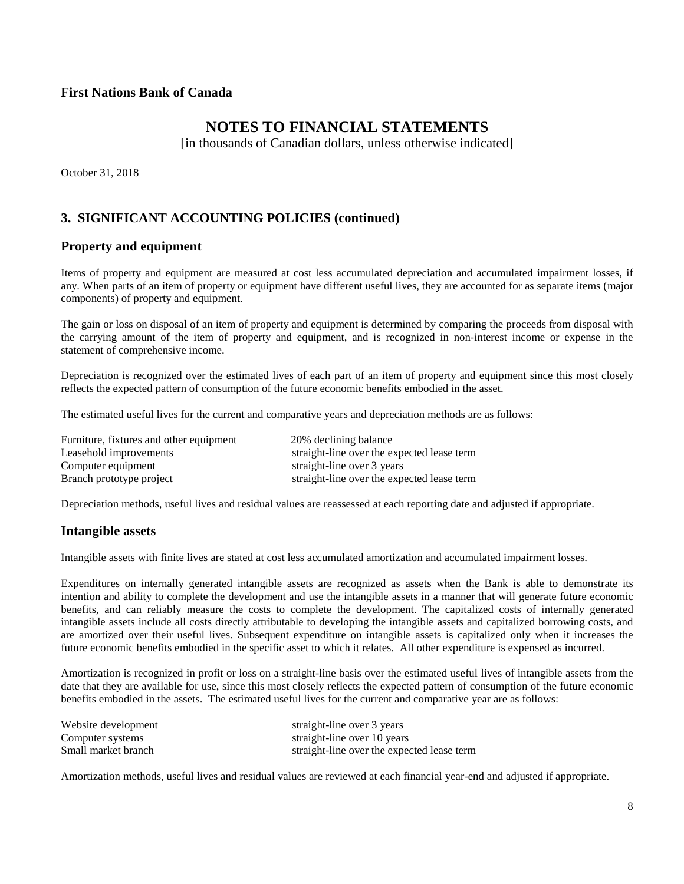**First Nations Bank of Canada**

# NOTES TO FINANCIAL STATEMENTS

[in thousands of Canadian dollars, unless otherwise indicated]

October 31, 2018

## 3. SIGNIFICANT ACCOUNTING POLICIES (continued)

### Property and equipment

Items of property and equipment are measured at cost less accumulated depreciation and accumulated impairment losses, if any. When parts of an item of property or equipment have different useful lives, they are accounted for as separate items (major components) of property and equipment.

The gain or loss on disposal of an item of property and equipment is determined by comparing the proceeds from disposal with the carrying amount of the item of property and equipment, and is recognized in non-interest income or expense in the statement of comprehensive income.

Depreciation is recognized over the estimated lives of each part of an item of property and equipment since this most closely reflects the expected pattern of consumption of the future economic benefits embodied in the asset.

The estimated useful lives for the current and comparative years and depreciation methods are as follows:

| | |
|---|---|
| Furniture, fixtures and other equipment | 20% declining balance |
| Leasehold improvements | straight-line over the expected lease term |
| Computer equipment | straight-line over 3 years |
| Branch prototype project | straight-line over the expected lease term |

Depreciation methods, useful lives and residual values are reassessed at each reporting date and adjusted if appropriate.

### Intangible assets

Intangible assets with finite lives are stated at cost less accumulated amortization and accumulated impairment losses.

Expenditures on internally generated intangible assets are recognized as assets when the Bank is able to demonstrate its intention and ability to complete the development and use the intangible assets in a manner that will generate future economic benefits, and can reliably measure the costs to complete the development. The capitalized costs of internally generated intangible assets include all costs directly attributable to developing the intangible assets and capitalized borrowing costs, and are amortized over their useful lives. Subsequent expenditure on intangible assets is capitalized only when it increases the future economic benefits embodied in the specific asset to which it relates. All other expenditure is expensed as incurred.

Amortization is recognized in profit or loss on a straight-line basis over the estimated useful lives of intangible assets from the date that they are available for use, since this most closely reflects the expected pattern of consumption of the future economic benefits embodied in the assets. The estimated useful lives for the current and comparative year are as follows:

| | |
|---|---|
| Website development | straight-line over 3 years |
| Computer systems | straight-line over 10 years |
| Small market branch | straight-line over the expected lease term |

Amortization methods, useful lives and residual values are reviewed at each financial year-end and adjusted if appropriate.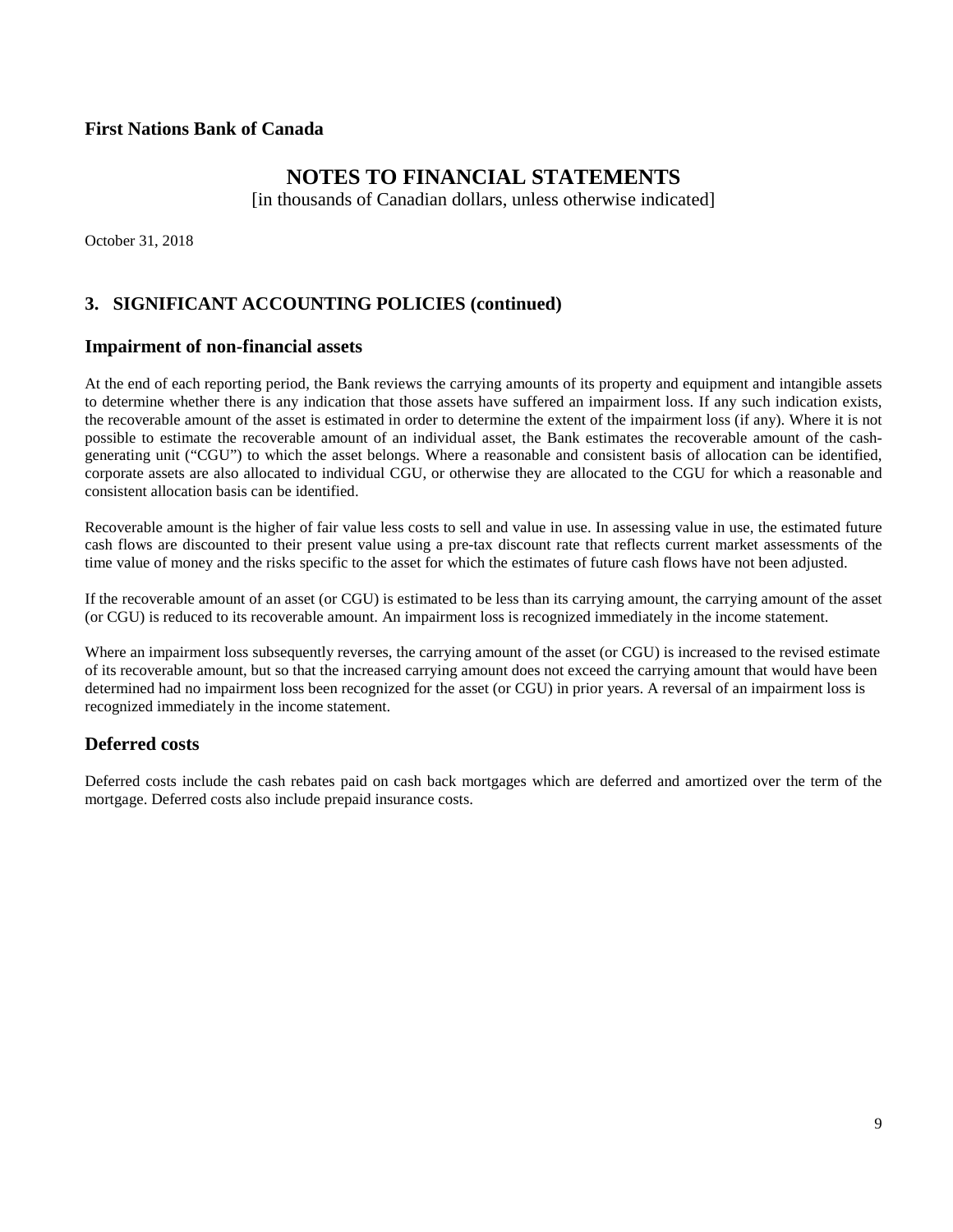**First Nations Bank of Canada**

# NOTES TO FINANCIAL STATEMENTS

[in thousands of Canadian dollars, unless otherwise indicated]

October 31, 2018

## 3. SIGNIFICANT ACCOUNTING POLICIES (continued)

### Impairment of non-financial assets

At the end of each reporting period, the Bank reviews the carrying amounts of its property and equipment and intangible assets to determine whether there is any indication that those assets have suffered an impairment loss. If any such indication exists, the recoverable amount of the asset is estimated in order to determine the extent of the impairment loss (if any). Where it is not possible to estimate the recoverable amount of an individual asset, the Bank estimates the recoverable amount of the cash-generating unit ("CGU") to which the asset belongs. Where a reasonable and consistent basis of allocation can be identified, corporate assets are also allocated to individual CGU, or otherwise they are allocated to the CGU for which a reasonable and consistent allocation basis can be identified.

Recoverable amount is the higher of fair value less costs to sell and value in use. In assessing value in use, the estimated future cash flows are discounted to their present value using a pre-tax discount rate that reflects current market assessments of the time value of money and the risks specific to the asset for which the estimates of future cash flows have not been adjusted.

If the recoverable amount of an asset (or CGU) is estimated to be less than its carrying amount, the carrying amount of the asset (or CGU) is reduced to its recoverable amount. An impairment loss is recognized immediately in the income statement.

Where an impairment loss subsequently reverses, the carrying amount of the asset (or CGU) is increased to the revised estimate of its recoverable amount, but so that the increased carrying amount does not exceed the carrying amount that would have been determined had no impairment loss been recognized for the asset (or CGU) in prior years. A reversal of an impairment loss is recognized immediately in the income statement.

### Deferred costs

Deferred costs include the cash rebates paid on cash back mortgages which are deferred and amortized over the term of the mortgage. Deferred costs also include prepaid insurance costs.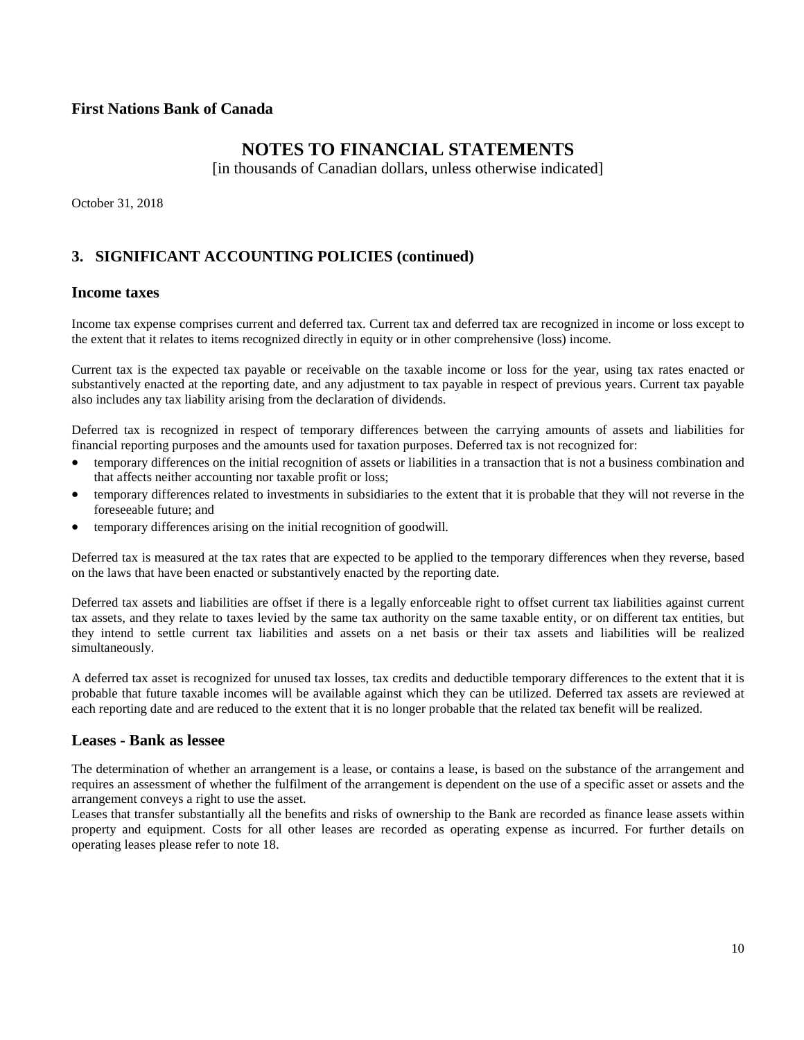## 3. SIGNIFICANT ACCOUNTING POLICIES (continued)

### Income taxes

Income tax expense comprises current and deferred tax. Current tax and deferred tax are recognized in income or loss except to the extent that it relates to items recognized directly in equity or in other comprehensive (loss) income.

Current tax is the expected tax payable or receivable on the taxable income or loss for the year, using tax rates enacted or substantively enacted at the reporting date, and any adjustment to tax payable in respect of previous years. Current tax payable also includes any tax liability arising from the declaration of dividends.

Deferred tax is recognized in respect of temporary differences between the carrying amounts of assets and liabilities for financial reporting purposes and the amounts used for taxation purposes. Deferred tax is not recognized for:

- temporary differences on the initial recognition of assets or liabilities in a transaction that is not a business combination and that affects neither accounting nor taxable profit or loss;
- temporary differences related to investments in subsidiaries to the extent that it is probable that they will not reverse in the foreseeable future; and
- temporary differences arising on the initial recognition of goodwill.

Deferred tax is measured at the tax rates that are expected to be applied to the temporary differences when they reverse, based on the laws that have been enacted or substantively enacted by the reporting date.

Deferred tax assets and liabilities are offset if there is a legally enforceable right to offset current tax liabilities against current tax assets, and they relate to taxes levied by the same tax authority on the same taxable entity, or on different tax entities, but they intend to settle current tax liabilities and assets on a net basis or their tax assets and liabilities will be realized simultaneously.

A deferred tax asset is recognized for unused tax losses, tax credits and deductible temporary differences to the extent that it is probable that future taxable incomes will be available against which they can be utilized. Deferred tax assets are reviewed at each reporting date and are reduced to the extent that it is no longer probable that the related tax benefit will be realized.

### Leases - Bank as lessee

The determination of whether an arrangement is a lease, or contains a lease, is based on the substance of the arrangement and requires an assessment of whether the fulfilment of the arrangement is dependent on the use of a specific asset or assets and the arrangement conveys a right to use the asset.
Leases that transfer substantially all the benefits and risks of ownership to the Bank are recorded as finance lease assets within property and equipment. Costs for all other leases are recorded as operating expense as incurred. For further details on operating leases please refer to note 18.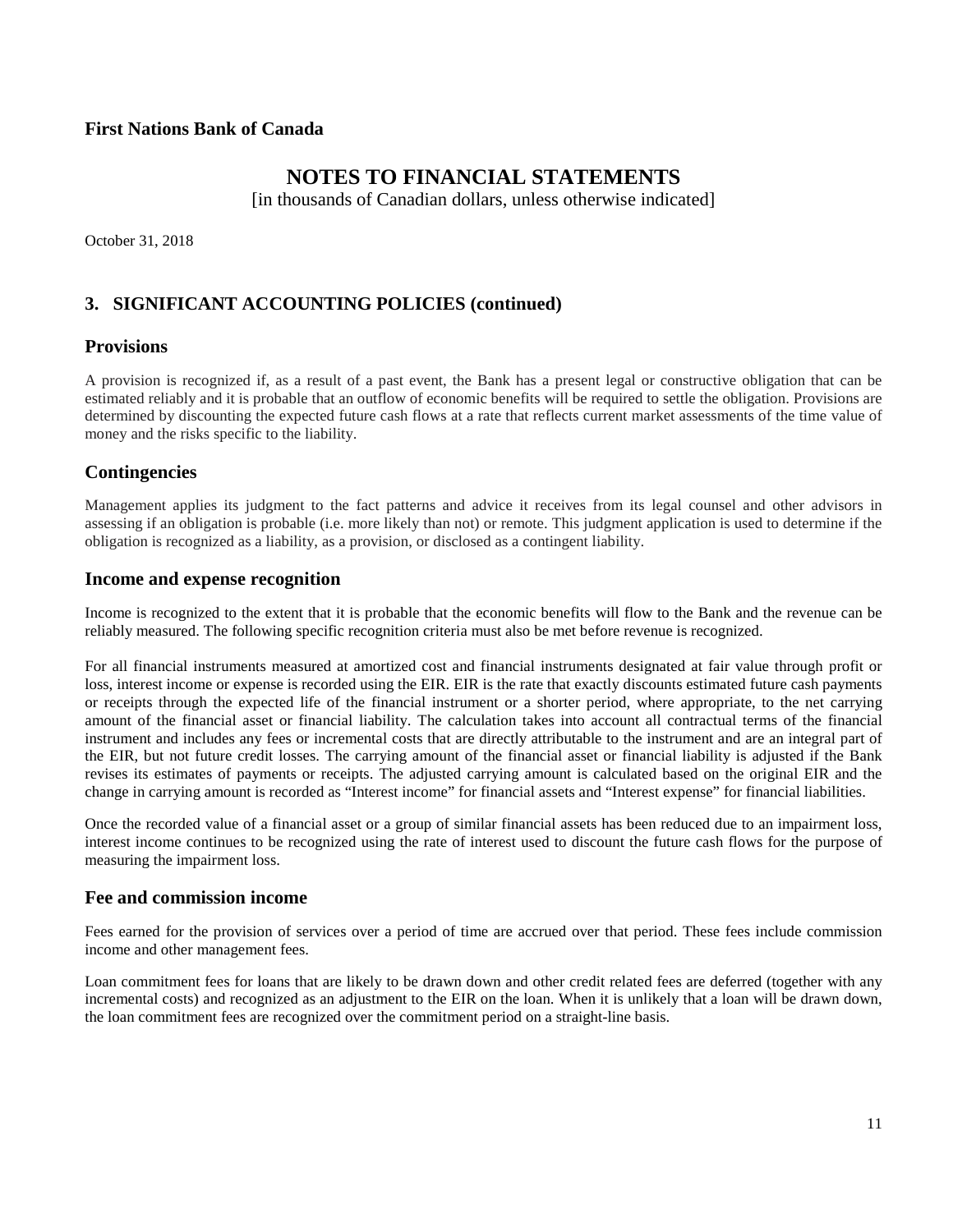## 3. SIGNIFICANT ACCOUNTING POLICIES (continued)

### Provisions

A provision is recognized if, as a result of a past event, the Bank has a present legal or constructive obligation that can be estimated reliably and it is probable that an outflow of economic benefits will be required to settle the obligation. Provisions are determined by discounting the expected future cash flows at a rate that reflects current market assessments of the time value of money and the risks specific to the liability.

### Contingencies

Management applies its judgment to the fact patterns and advice it receives from its legal counsel and other advisors in assessing if an obligation is probable (i.e. more likely than not) or remote. This judgment application is used to determine if the obligation is recognized as a liability, as a provision, or disclosed as a contingent liability.

### Income and expense recognition

Income is recognized to the extent that it is probable that the economic benefits will flow to the Bank and the revenue can be reliably measured. The following specific recognition criteria must also be met before revenue is recognized.

For all financial instruments measured at amortized cost and financial instruments designated at fair value through profit or loss, interest income or expense is recorded using the EIR. EIR is the rate that exactly discounts estimated future cash payments or receipts through the expected life of the financial instrument or a shorter period, where appropriate, to the net carrying amount of the financial asset or financial liability. The calculation takes into account all contractual terms of the financial instrument and includes any fees or incremental costs that are directly attributable to the instrument and are an integral part of the EIR, but not future credit losses. The carrying amount of the financial asset or financial liability is adjusted if the Bank revises its estimates of payments or receipts. The adjusted carrying amount is calculated based on the original EIR and the change in carrying amount is recorded as "Interest income" for financial assets and "Interest expense" for financial liabilities.

Once the recorded value of a financial asset or a group of similar financial assets has been reduced due to an impairment loss, interest income continues to be recognized using the rate of interest used to discount the future cash flows for the purpose of measuring the impairment loss.

### Fee and commission income

Fees earned for the provision of services over a period of time are accrued over that period. These fees include commission income and other management fees.

Loan commitment fees for loans that are likely to be drawn down and other credit related fees are deferred (together with any incremental costs) and recognized as an adjustment to the EIR on the loan. When it is unlikely that a loan will be drawn down, the loan commitment fees are recognized over the commitment period on a straight-line basis.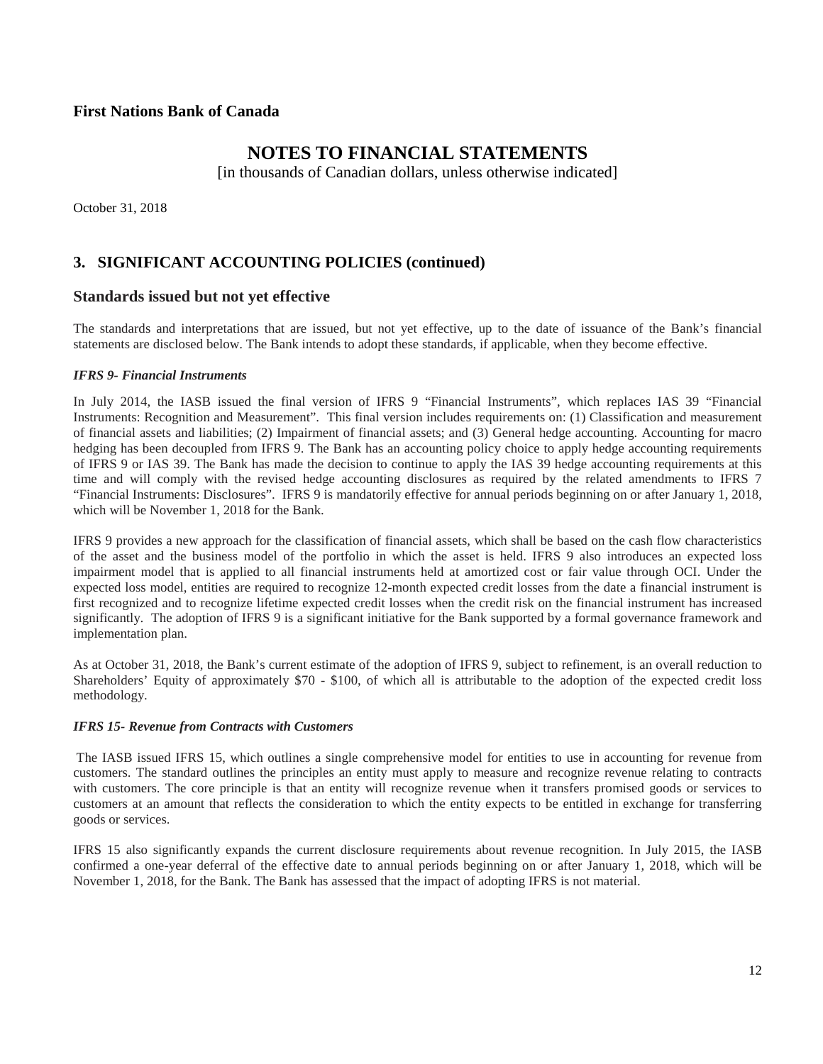First Nations Bank of Canada

# NOTES TO FINANCIAL STATEMENTS

[in thousands of Canadian dollars, unless otherwise indicated]

October 31, 2018

## 3. SIGNIFICANT ACCOUNTING POLICIES (continued)

## Standards issued but not yet effective

The standards and interpretations that are issued, but not yet effective, up to the date of issuance of the Bank's financial statements are disclosed below. The Bank intends to adopt these standards, if applicable, when they become effective.

***IFRS 9- Financial Instruments***

In July 2014, the IASB issued the final version of IFRS 9 "Financial Instruments", which replaces IAS 39 "Financial Instruments: Recognition and Measurement". This final version includes requirements on: (1) Classification and measurement of financial assets and liabilities; (2) Impairment of financial assets; and (3) General hedge accounting. Accounting for macro hedging has been decoupled from IFRS 9. The Bank has an accounting policy choice to apply hedge accounting requirements of IFRS 9 or IAS 39. The Bank has made the decision to continue to apply the IAS 39 hedge accounting requirements at this time and will comply with the revised hedge accounting disclosures as required by the related amendments to IFRS 7 "Financial Instruments: Disclosures". IFRS 9 is mandatorily effective for annual periods beginning on or after January 1, 2018, which will be November 1, 2018 for the Bank.

IFRS 9 provides a new approach for the classification of financial assets, which shall be based on the cash flow characteristics of the asset and the business model of the portfolio in which the asset is held. IFRS 9 also introduces an expected loss impairment model that is applied to all financial instruments held at amortized cost or fair value through OCI. Under the expected loss model, entities are required to recognize 12-month expected credit losses from the date a financial instrument is first recognized and to recognize lifetime expected credit losses when the credit risk on the financial instrument has increased significantly. The adoption of IFRS 9 is a significant initiative for the Bank supported by a formal governance framework and implementation plan.

As at October 31, 2018, the Bank's current estimate of the adoption of IFRS 9, subject to refinement, is an overall reduction to Shareholders' Equity of approximately $70 - $100, of which all is attributable to the adoption of the expected credit loss methodology.

***IFRS 15- Revenue from Contracts with Customers***

The IASB issued IFRS 15, which outlines a single comprehensive model for entities to use in accounting for revenue from customers. The standard outlines the principles an entity must apply to measure and recognize revenue relating to contracts with customers. The core principle is that an entity will recognize revenue when it transfers promised goods or services to customers at an amount that reflects the consideration to which the entity expects to be entitled in exchange for transferring goods or services.

IFRS 15 also significantly expands the current disclosure requirements about revenue recognition. In July 2015, the IASB confirmed a one-year deferral of the effective date to annual periods beginning on or after January 1, 2018, which will be November 1, 2018, for the Bank. The Bank has assessed that the impact of adopting IFRS is not material.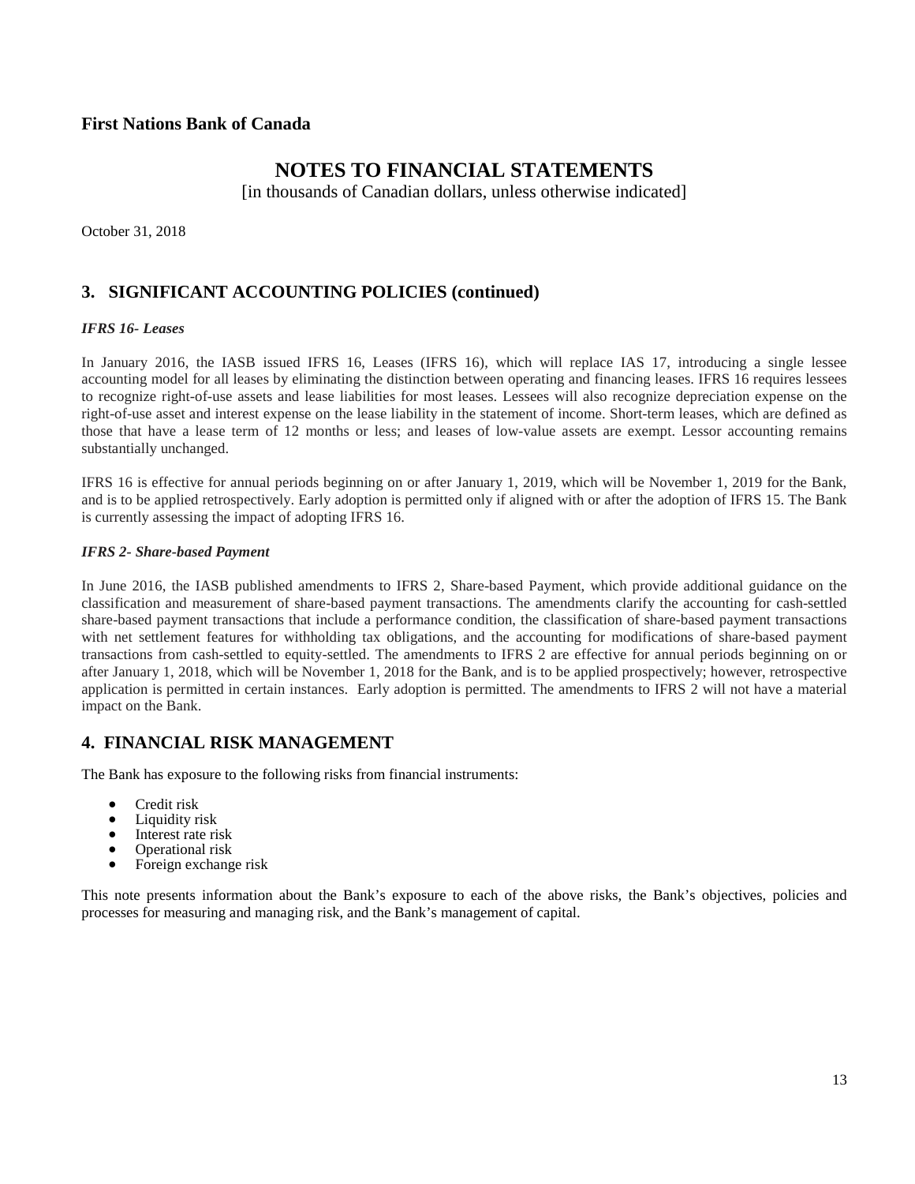**First Nations Bank of Canada**

# NOTES TO FINANCIAL STATEMENTS

[in thousands of Canadian dollars, unless otherwise indicated]

October 31, 2018

## 3. SIGNIFICANT ACCOUNTING POLICIES (continued)

***IFRS 16- Leases***

In January 2016, the IASB issued IFRS 16, Leases (IFRS 16), which will replace IAS 17, introducing a single lessee accounting model for all leases by eliminating the distinction between operating and financing leases. IFRS 16 requires lessees to recognize right-of-use assets and lease liabilities for most leases. Lessees will also recognize depreciation expense on the right-of-use asset and interest expense on the lease liability in the statement of income. Short-term leases, which are defined as those that have a lease term of 12 months or less; and leases of low-value assets are exempt. Lessor accounting remains substantially unchanged.

IFRS 16 is effective for annual periods beginning on or after January 1, 2019, which will be November 1, 2019 for the Bank, and is to be applied retrospectively. Early adoption is permitted only if aligned with or after the adoption of IFRS 15. The Bank is currently assessing the impact of adopting IFRS 16.

***IFRS 2- Share-based Payment***

In June 2016, the IASB published amendments to IFRS 2, Share-based Payment, which provide additional guidance on the classification and measurement of share-based payment transactions. The amendments clarify the accounting for cash-settled share-based payment transactions that include a performance condition, the classification of share-based payment transactions with net settlement features for withholding tax obligations, and the accounting for modifications of share-based payment transactions from cash-settled to equity-settled. The amendments to IFRS 2 are effective for annual periods beginning on or after January 1, 2018, which will be November 1, 2018 for the Bank, and is to be applied prospectively; however, retrospective application is permitted in certain instances. Early adoption is permitted. The amendments to IFRS 2 will not have a material impact on the Bank.

## 4. FINANCIAL RISK MANAGEMENT

The Bank has exposure to the following risks from financial instruments:

- Credit risk
- Liquidity risk
- Interest rate risk
- Operational risk
- Foreign exchange risk

This note presents information about the Bank's exposure to each of the above risks, the Bank's objectives, policies and processes for measuring and managing risk, and the Bank's management of capital.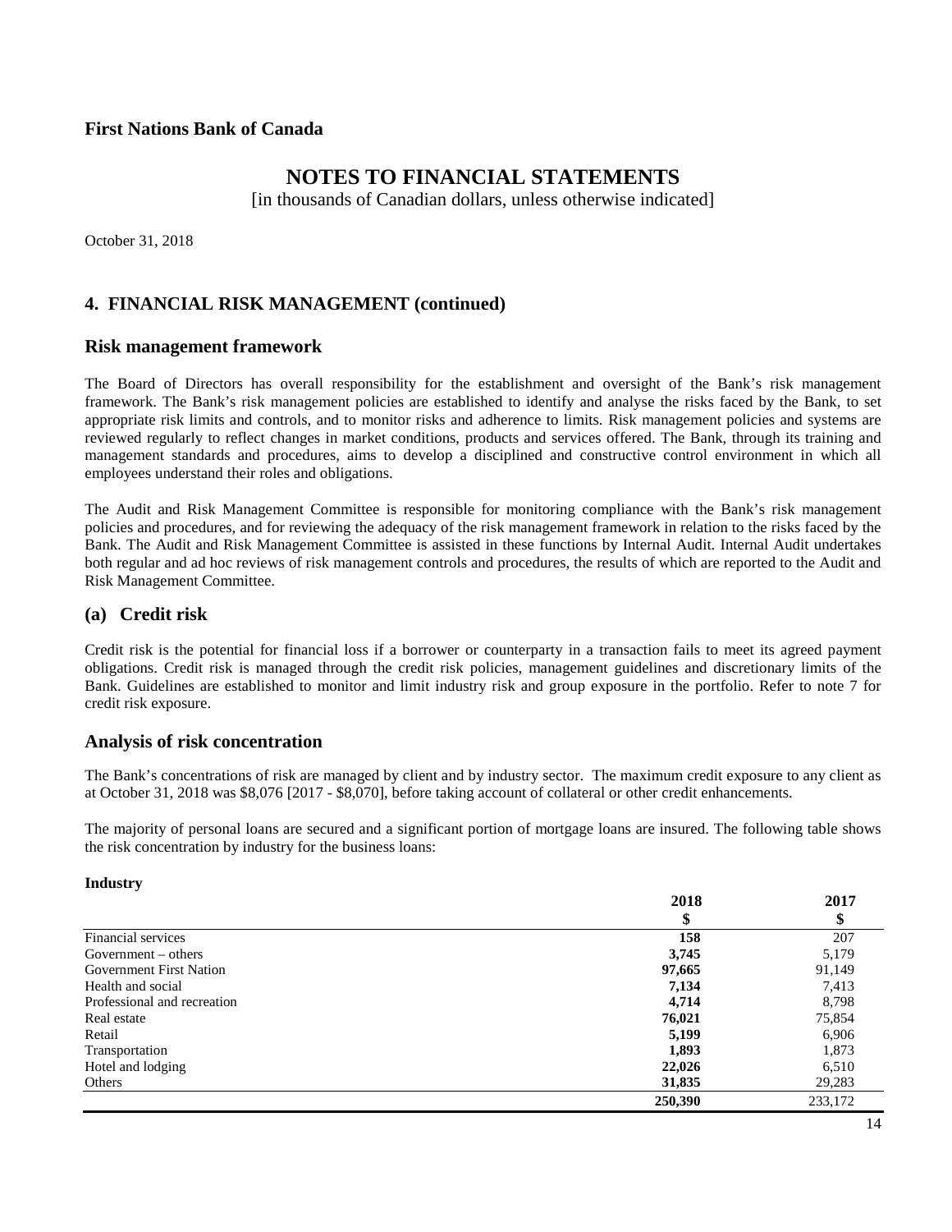**First Nations Bank of Canada**

# NOTES TO FINANCIAL STATEMENTS

[in thousands of Canadian dollars, unless otherwise indicated]

October 31, 2018

## 4. FINANCIAL RISK MANAGEMENT (continued)

### Risk management framework

The Board of Directors has overall responsibility for the establishment and oversight of the Bank's risk management framework. The Bank's risk management policies are established to identify and analyse the risks faced by the Bank, to set appropriate risk limits and controls, and to monitor risks and adherence to limits. Risk management policies and systems are reviewed regularly to reflect changes in market conditions, products and services offered. The Bank, through its training and management standards and procedures, aims to develop a disciplined and constructive control environment in which all employees understand their roles and obligations.

The Audit and Risk Management Committee is responsible for monitoring compliance with the Bank's risk management policies and procedures, and for reviewing the adequacy of the risk management framework in relation to the risks faced by the Bank. The Audit and Risk Management Committee is assisted in these functions by Internal Audit. Internal Audit undertakes both regular and ad hoc reviews of risk management controls and procedures, the results of which are reported to the Audit and Risk Management Committee.

### (a) Credit risk

Credit risk is the potential for financial loss if a borrower or counterparty in a transaction fails to meet its agreed payment obligations. Credit risk is managed through the credit risk policies, management guidelines and discretionary limits of the Bank. Guidelines are established to monitor and limit industry risk and group exposure in the portfolio. Refer to note 7 for credit risk exposure.

### Analysis of risk concentration

The Bank's concentrations of risk are managed by client and by industry sector. The maximum credit exposure to any client as at October 31, 2018 was $8,076 [2017 - $8,070], before taking account of collateral or other credit enhancements.

The majority of personal loans are secured and a significant portion of mortgage loans are insured. The following table shows the risk concentration by industry for the business loans:

**Industry**

| | 2018 | 2017 |
|---|---|---|
| | $ | $ |
| Financial services | **158** | 207 |
| Government – others | **3,745** | 5,179 |
| Government First Nation | **97,665** | 91,149 |
| Health and social | **7,134** | 7,413 |
| Professional and recreation | **4,714** | 8,798 |
| Real estate | **76,021** | 75,854 |
| Retail | **5,199** | 6,906 |
| Transportation | **1,893** | 1,873 |
| Hotel and lodging | **22,026** | 6,510 |
| Others | **31,835** | 29,283 |
| | **250,390** | 233,172 |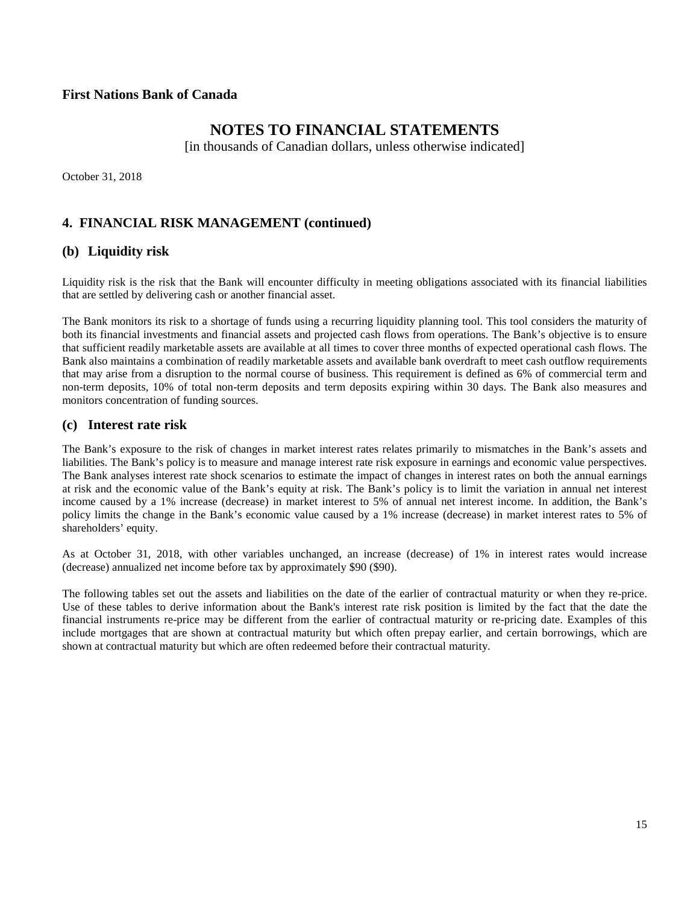First Nations Bank of Canada

# NOTES TO FINANCIAL STATEMENTS

[in thousands of Canadian dollars, unless otherwise indicated]

October 31, 2018

## 4. FINANCIAL RISK MANAGEMENT (continued)

### (b) Liquidity risk

Liquidity risk is the risk that the Bank will encounter difficulty in meeting obligations associated with its financial liabilities that are settled by delivering cash or another financial asset.

The Bank monitors its risk to a shortage of funds using a recurring liquidity planning tool. This tool considers the maturity of both its financial investments and financial assets and projected cash flows from operations. The Bank's objective is to ensure that sufficient readily marketable assets are available at all times to cover three months of expected operational cash flows. The Bank also maintains a combination of readily marketable assets and available bank overdraft to meet cash outflow requirements that may arise from a disruption to the normal course of business. This requirement is defined as 6% of commercial term and non-term deposits, 10% of total non-term deposits and term deposits expiring within 30 days. The Bank also measures and monitors concentration of funding sources.

### (c) Interest rate risk

The Bank's exposure to the risk of changes in market interest rates relates primarily to mismatches in the Bank's assets and liabilities. The Bank's policy is to measure and manage interest rate risk exposure in earnings and economic value perspectives. The Bank analyses interest rate shock scenarios to estimate the impact of changes in interest rates on both the annual earnings at risk and the economic value of the Bank's equity at risk. The Bank's policy is to limit the variation in annual net interest income caused by a 1% increase (decrease) in market interest to 5% of annual net interest income. In addition, the Bank's policy limits the change in the Bank's economic value caused by a 1% increase (decrease) in market interest rates to 5% of shareholders' equity.

As at October 31, 2018, with other variables unchanged, an increase (decrease) of 1% in interest rates would increase (decrease) annualized net income before tax by approximately $90 ($90).

The following tables set out the assets and liabilities on the date of the earlier of contractual maturity or when they re-price. Use of these tables to derive information about the Bank's interest rate risk position is limited by the fact that the date the financial instruments re-price may be different from the earlier of contractual maturity or re-pricing date. Examples of this include mortgages that are shown at contractual maturity but which often prepay earlier, and certain borrowings, which are shown at contractual maturity but which are often redeemed before their contractual maturity.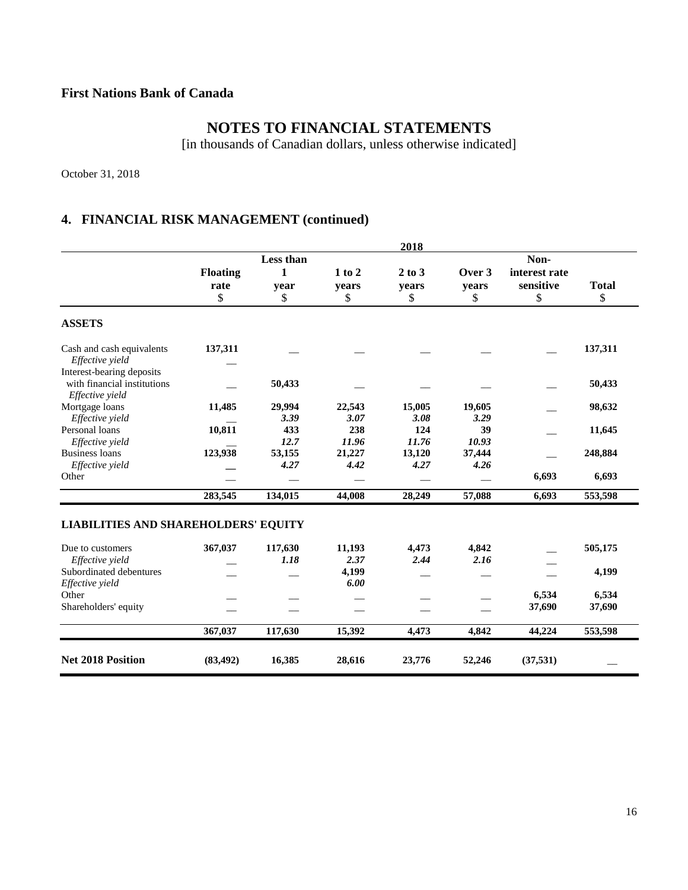**First Nations Bank of Canada**

# NOTES TO FINANCIAL STATEMENTS

[in thousands of Canadian dollars, unless otherwise indicated]

October 31, 2018

## 4. FINANCIAL RISK MANAGEMENT (continued)

| | 2018 | | | | | | |
|---|---|---|---|---|---|---|---|
| | **Floating rate** $ | **Less than 1 year** $ | **1 to 2 years** $ | **2 to 3 years** $ | **Over 3 years** $ | **Non-interest rate sensitive** $ | **Total** $ |
| **ASSETS** | | | | | | | |
| Cash and cash equivalents | **137,311** | — | — | — | — | — | **137,311** |
| *Effective yield* | — | | | | | | |
| Interest-bearing deposits with financial institutions | — | **50,433** | — | — | — | — | **50,433** |
| *Effective yield* | | | | | | | |
| Mortgage loans | **11,485** | **29,994** | **22,543** | **15,005** | **19,605** | — | **98,632** |
| *Effective yield* | — | ***3.39*** | ***3.07*** | ***3.08*** | ***3.29*** | | |
| Personal loans | **10,811** | **433** | **238** | **124** | **39** | — | **11,645** |
| *Effective yield* | — | ***12.7*** | ***11.96*** | ***11.76*** | ***10.93*** | | |
| Business loans | **123,938** | **53,155** | **21,227** | **13,120** | **37,444** | — | **248,884** |
| *Effective yield* | — | ***4.27*** | ***4.42*** | ***4.27*** | ***4.26*** | | |
| Other | — | — | — | — | — | **6,693** | **6,693** |
| | **283,545** | **134,015** | **44,008** | **28,249** | **57,088** | **6,693** | **553,598** |
| **LIABILITIES AND SHAREHOLDERS' EQUITY** | | | | | | | |
| Due to customers | **367,037** | **117,630** | **11,193** | **4,473** | **4,842** | — | **505,175** |
| *Effective yield* | — | ***1.18*** | ***2.37*** | ***2.44*** | ***2.16*** | — | |
| Subordinated debentures | — | — | **4,199** | — | — | — | **4,199** |
| *Effective yield* | | | ***6.00*** | | | | |
| Other | — | — | — | — | — | **6,534** | **6,534** |
| Shareholders' equity | — | — | — | — | — | **37,690** | **37,690** |
| | **367,037** | **117,630** | **15,392** | **4,473** | **4,842** | **44,224** | **553,598** |
| **Net 2018 Position** | **(83,492)** | **16,385** | **28,616** | **23,776** | **52,246** | **(37,531)** | — |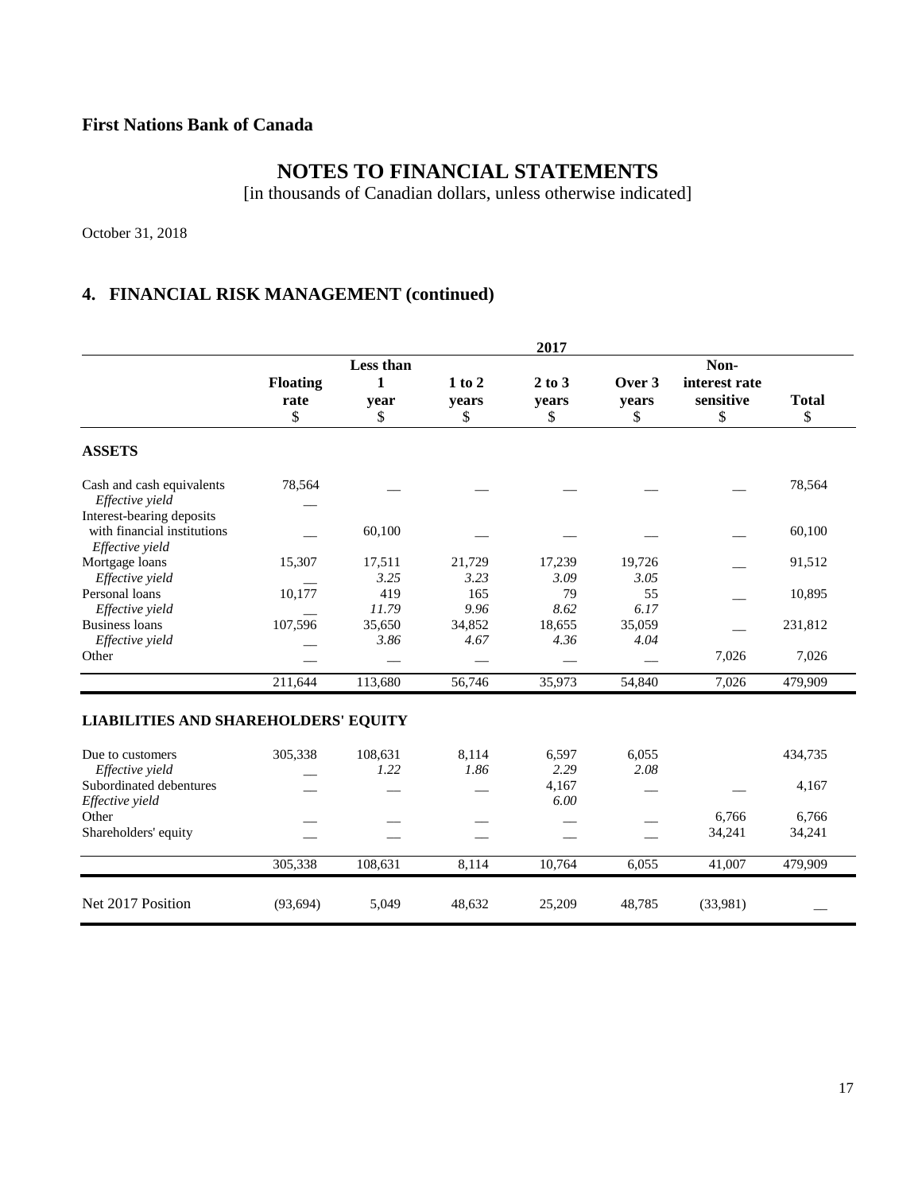**First Nations Bank of Canada**

# NOTES TO FINANCIAL STATEMENTS

[in thousands of Canadian dollars, unless otherwise indicated]

October 31, 2018

## 4. FINANCIAL RISK MANAGEMENT (continued)

| | 2017 | | | | | | |
|---|---|---|---|---|---|---|---|
| | **Floating rate** $ | **Less than 1 year** $ | **1 to 2 years** $ | **2 to 3 years** $ | **Over 3 years** $ | **Non-interest rate sensitive** $ | **Total** $ |
| **ASSETS** | | | | | | | |
| Cash and cash equivalents | 78,564 | — | — | — | — | — | 78,564 |
| *Effective yield* | — | | | | | | |
| Interest-bearing deposits with financial institutions | — | 60,100 | — | — | — | — | 60,100 |
| *Effective yield* | | | | | | | |
| Mortgage loans | 15,307 | 17,511 | 21,729 | 17,239 | 19,726 | — | 91,512 |
| *Effective yield* | — | *3.25* | *3.23* | *3.09* | *3.05* | | |
| Personal loans | 10,177 | 419 | 165 | 79 | 55 | — | 10,895 |
| *Effective yield* | — | *11.79* | *9.96* | *8.62* | *6.17* | | |
| Business loans | 107,596 | 35,650 | 34,852 | 18,655 | 35,059 | — | 231,812 |
| *Effective yield* | — | *3.86* | *4.67* | *4.36* | *4.04* | | |
| Other | — | — | — | — | — | 7,026 | 7,026 |
| | 211,644 | 113,680 | 56,746 | 35,973 | 54,840 | 7,026 | 479,909 |
| **LIABILITIES AND SHAREHOLDERS' EQUITY** | | | | | | | |
| Due to customers | 305,338 | 108,631 | 8,114 | 6,597 | 6,055 | | 434,735 |
| *Effective yield* | — | *1.22* | *1.86* | *2.29* | *2.08* | | |
| Subordinated debentures | — | — | — | 4,167 | — | — | 4,167 |
| *Effective yield* | | | | *6.00* | | | |
| Other | — | — | — | — | — | 6,766 | 6,766 |
| Shareholders' equity | — | — | — | — | — | 34,241 | 34,241 |
| | 305,338 | 108,631 | 8,114 | 10,764 | 6,055 | 41,007 | 479,909 |
| Net 2017 Position | (93,694) | 5,049 | 48,632 | 25,209 | 48,785 | (33,981) | — |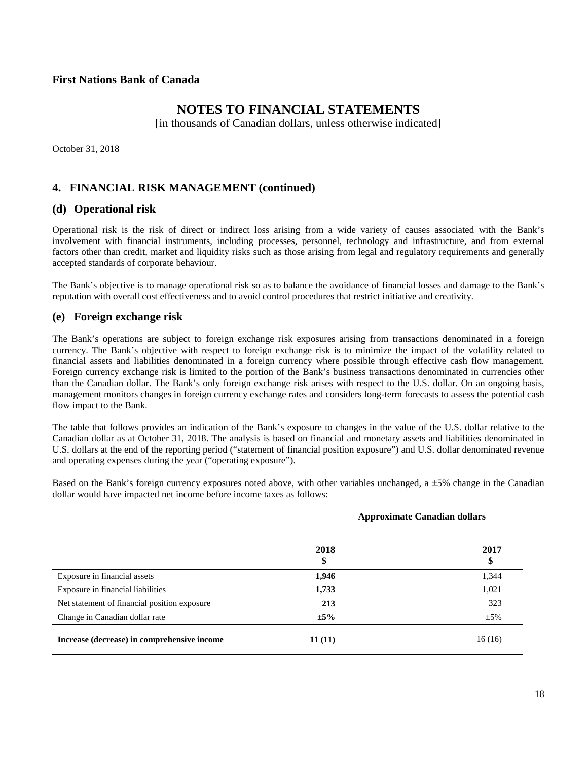**First Nations Bank of Canada**

# NOTES TO FINANCIAL STATEMENTS

[in thousands of Canadian dollars, unless otherwise indicated]

October 31, 2018

## 4. FINANCIAL RISK MANAGEMENT (continued)

### (d) Operational risk

Operational risk is the risk of direct or indirect loss arising from a wide variety of causes associated with the Bank's involvement with financial instruments, including processes, personnel, technology and infrastructure, and from external factors other than credit, market and liquidity risks such as those arising from legal and regulatory requirements and generally accepted standards of corporate behaviour.

The Bank's objective is to manage operational risk so as to balance the avoidance of financial losses and damage to the Bank's reputation with overall cost effectiveness and to avoid control procedures that restrict initiative and creativity.

### (e) Foreign exchange risk

The Bank's operations are subject to foreign exchange risk exposures arising from transactions denominated in a foreign currency. The Bank's objective with respect to foreign exchange risk is to minimize the impact of the volatility related to financial assets and liabilities denominated in a foreign currency where possible through effective cash flow management. Foreign currency exchange risk is limited to the portion of the Bank's business transactions denominated in currencies other than the Canadian dollar. The Bank's only foreign exchange risk arises with respect to the U.S. dollar. On an ongoing basis, management monitors changes in foreign currency exchange rates and considers long-term forecasts to assess the potential cash flow impact to the Bank.

The table that follows provides an indication of the Bank's exposure to changes in the value of the U.S. dollar relative to the Canadian dollar as at October 31, 2018. The analysis is based on financial and monetary assets and liabilities denominated in U.S. dollars at the end of the reporting period ("statement of financial position exposure") and U.S. dollar denominated revenue and operating expenses during the year ("operating exposure").

Based on the Bank's foreign currency exposures noted above, with other variables unchanged, a ±5% change in the Canadian dollar would have impacted net income before income taxes as follows:

| | **Approximate Canadian dollars** | |
|---|---|---|
| | **2018**<br>**$** | **2017**<br>**$** |
| Exposure in financial assets | **1,946** | 1,344 |
| Exposure in financial liabilities | **1,733** | 1,021 |
| Net statement of financial position exposure | **213** | 323 |
| Change in Canadian dollar rate | **±5%** | ±5% |
| **Increase (decrease) in comprehensive income** | **11 (11)** | 16 (16) |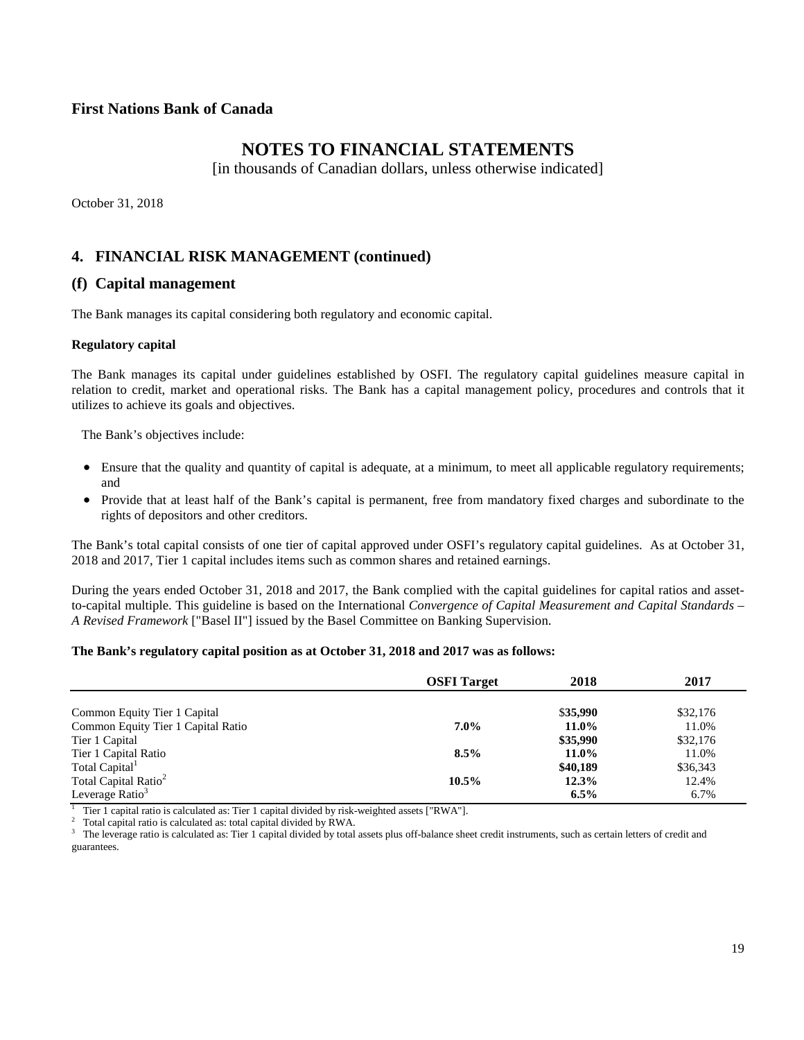# First Nations Bank of Canada

## NOTES TO FINANCIAL STATEMENTS

[in thousands of Canadian dollars, unless otherwise indicated]

October 31, 2018

## 4. FINANCIAL RISK MANAGEMENT (continued)

### (f) Capital management

The Bank manages its capital considering both regulatory and economic capital.

**Regulatory capital**

The Bank manages its capital under guidelines established by OSFI. The regulatory capital guidelines measure capital in relation to credit, market and operational risks. The Bank has a capital management policy, procedures and controls that it utilizes to achieve its goals and objectives.

The Bank's objectives include:

- Ensure that the quality and quantity of capital is adequate, at a minimum, to meet all applicable regulatory requirements; and
- Provide that at least half of the Bank's capital is permanent, free from mandatory fixed charges and subordinate to the rights of depositors and other creditors.

The Bank's total capital consists of one tier of capital approved under OSFI's regulatory capital guidelines. As at October 31, 2018 and 2017, Tier 1 capital includes items such as common shares and retained earnings.

During the years ended October 31, 2018 and 2017, the Bank complied with the capital guidelines for capital ratios and asset-to-capital multiple. This guideline is based on the International *Convergence of Capital Measurement and Capital Standards – A Revised Framework* ["Basel II"] issued by the Basel Committee on Banking Supervision.

**The Bank's regulatory capital position as at October 31, 2018 and 2017 was as follows:**

| | **OSFI Target** | **2018** | **2017** |
|---|---|---|---|
| Common Equity Tier 1 Capital | | **$35,990** | $32,176 |
| Common Equity Tier 1 Capital Ratio | **7.0%** | **11.0%** | 11.0% |
| Tier 1 Capital | | **$35,990** | $32,176 |
| Tier 1 Capital Ratio | **8.5%** | **11.0%** | 11.0% |
| Total Capital[1] | | **$40,189** | $36,343 |
| Total Capital Ratio[2] | **10.5%** | **12.3%** | 12.4% |
| Leverage Ratio[3] | | **6.5%** | 6.7% |

[1] Tier 1 capital ratio is calculated as: Tier 1 capital divided by risk-weighted assets ["RWA"].

[2] Total capital ratio is calculated as: total capital divided by RWA.

[3] The leverage ratio is calculated as: Tier 1 capital divided by total assets plus off-balance sheet credit instruments, such as certain letters of credit and guarantees.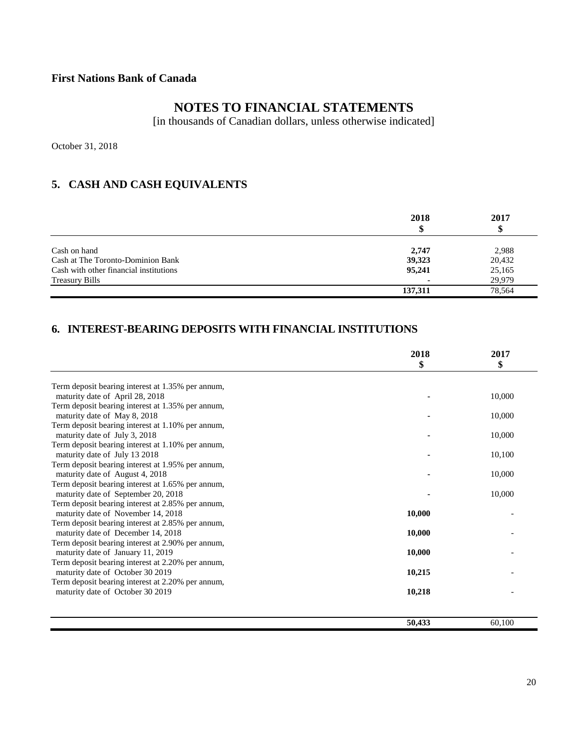**First Nations Bank of Canada**

# NOTES TO FINANCIAL STATEMENTS

[in thousands of Canadian dollars, unless otherwise indicated]

October 31, 2018

## 5. CASH AND CASH EQUIVALENTS

| | 2018<br>$ | 2017<br>$ |
|---|---|---|
| Cash on hand | **2,747** | 2,988 |
| Cash at The Toronto-Dominion Bank | **39,323** | 20,432 |
| Cash with other financial institutions | **95,241** | 25,165 |
| Treasury Bills | **-** | 29,979 |
| | **137,311** | 78,564 |

## 6. INTEREST-BEARING DEPOSITS WITH FINANCIAL INSTITUTIONS

| | 2018<br>$ | 2017<br>$ |
|---|---|---|
| Term deposit bearing interest at 1.35% per annum, maturity date of April 28, 2018 | **-** | 10,000 |
| Term deposit bearing interest at 1.35% per annum, maturity date of May 8, 2018 | **-** | 10,000 |
| Term deposit bearing interest at 1.10% per annum, maturity date of July 3, 2018 | **-** | 10,000 |
| Term deposit bearing interest at 1.10% per annum, maturity date of July 13 2018 | **-** | 10,100 |
| Term deposit bearing interest at 1.95% per annum, maturity date of August 4, 2018 | **-** | 10,000 |
| Term deposit bearing interest at 1.65% per annum, maturity date of September 20, 2018 | **-** | 10,000 |
| Term deposit bearing interest at 2.85% per annum, maturity date of November 14, 2018 | **10,000** | - |
| Term deposit bearing interest at 2.85% per annum, maturity date of December 14, 2018 | **10,000** | - |
| Term deposit bearing interest at 2.90% per annum, maturity date of January 11, 2019 | **10,000** | - |
| Term deposit bearing interest at 2.20% per annum, maturity date of October 30 2019 | **10,215** | - |
| Term deposit bearing interest at 2.20% per annum, maturity date of October 30 2019 | **10,218** | - |
| | **50,433** | 60,100 |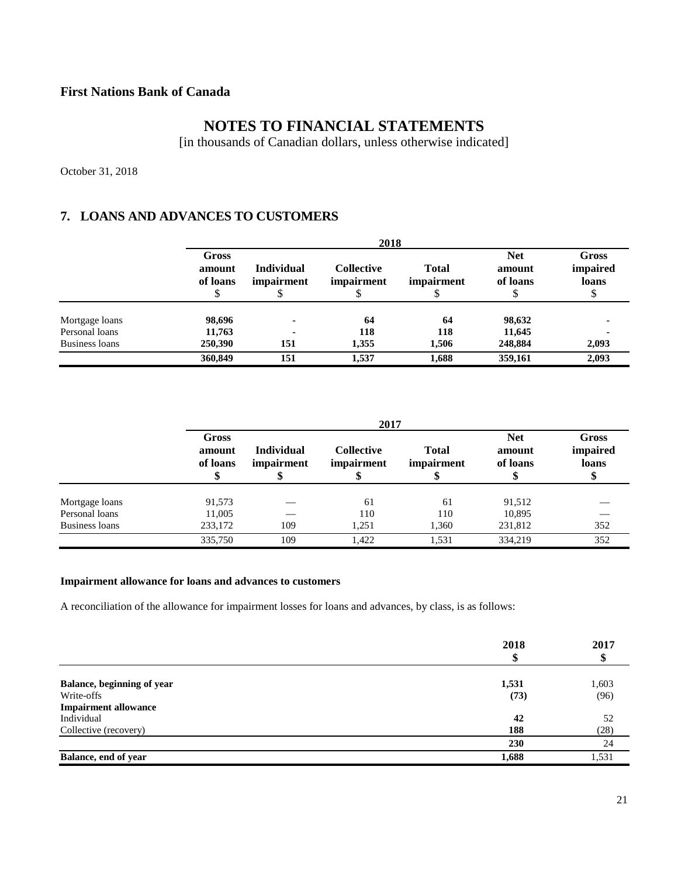**First Nations Bank of Canada**

# NOTES TO FINANCIAL STATEMENTS

[in thousands of Canadian dollars, unless otherwise indicated]

October 31, 2018

## 7. LOANS AND ADVANCES TO CUSTOMERS

| | 2018 | | | | | |
|---|---|---|---|---|---|---|
| | Gross amount of loans $ | Individual impairment $ | Collective impairment $ | Total impairment $ | Net amount of loans $ | Gross impaired loans $ |
| Mortgage loans | **98,696** | **-** | **64** | **64** | **98,632** | **-** |
| Personal loans | **11,763** | **-** | **118** | **118** | **11,645** | **-** |
| Business loans | **250,390** | **151** | **1,355** | **1,506** | **248,884** | **2,093** |
| | **360,849** | **151** | **1,537** | **1,688** | **359,161** | **2,093** |

| | 2017 | | | | | |
|---|---|---|---|---|---|---|
| | Gross amount of loans $ | Individual impairment $ | Collective impairment $ | Total impairment $ | Net amount of loans $ | Gross impaired loans $ |
| Mortgage loans | 91,573 | — | 61 | 61 | 91,512 | — |
| Personal loans | 11,005 | — | 110 | 110 | 10,895 | — |
| Business loans | 233,172 | 109 | 1,251 | 1,360 | 231,812 | 352 |
| | 335,750 | 109 | 1,422 | 1,531 | 334,219 | 352 |

**Impairment allowance for loans and advances to customers**

A reconciliation of the allowance for impairment losses for loans and advances, by class, is as follows:

| | 2018 $ | 2017 $ |
|---|---|---|
| **Balance, beginning of year** | **1,531** | 1,603 |
| Write-offs | **(73)** | (96) |
| **Impairment allowance** | | |
| Individual | **42** | 52 |
| Collective (recovery) | **188** | (28) |
| | **230** | 24 |
| **Balance, end of year** | **1,688** | 1,531 |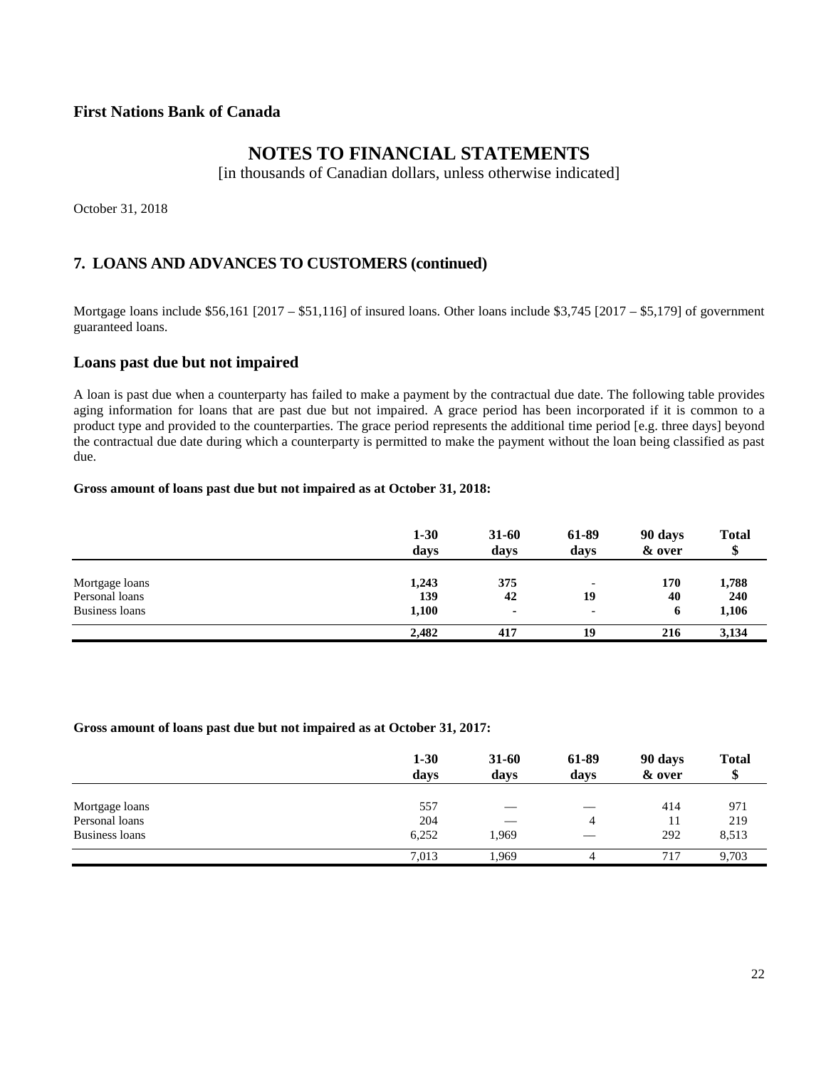**First Nations Bank of Canada**

# NOTES TO FINANCIAL STATEMENTS

[in thousands of Canadian dollars, unless otherwise indicated]

October 31, 2018

## 7. LOANS AND ADVANCES TO CUSTOMERS (continued)

Mortgage loans include $56,161 [2017 – $51,116] of insured loans. Other loans include $3,745 [2017 – $5,179] of government guaranteed loans.

### Loans past due but not impaired

A loan is past due when a counterparty has failed to make a payment by the contractual due date. The following table provides aging information for loans that are past due but not impaired. A grace period has been incorporated if it is common to a product type and provided to the counterparties. The grace period represents the additional time period [e.g. three days] beyond the contractual due date during which a counterparty is permitted to make the payment without the loan being classified as past due.

**Gross amount of loans past due but not impaired as at October 31, 2018:**

| | 1-30 days | 31-60 days | 61-89 days | 90 days & over | Total $ |
|---|---|---|---|---|---|
| Mortgage loans | **1,243** | **375** | **-** | **170** | **1,788** |
| Personal loans | **139** | **42** | **19** | **40** | **240** |
| Business loans | **1,100** | **-** | **-** | **6** | **1,106** |
| | **2,482** | **417** | **19** | **216** | **3,134** |

**Gross amount of loans past due but not impaired as at October 31, 2017:**

| | 1-30 days | 31-60 days | 61-89 days | 90 days & over | Total $ |
|---|---|---|---|---|---|
| Mortgage loans | 557 | — | — | 414 | 971 |
| Personal loans | 204 | — | 4 | 11 | 219 |
| Business loans | 6,252 | 1,969 | — | 292 | 8,513 |
| | 7,013 | 1,969 | 4 | 717 | 9,703 |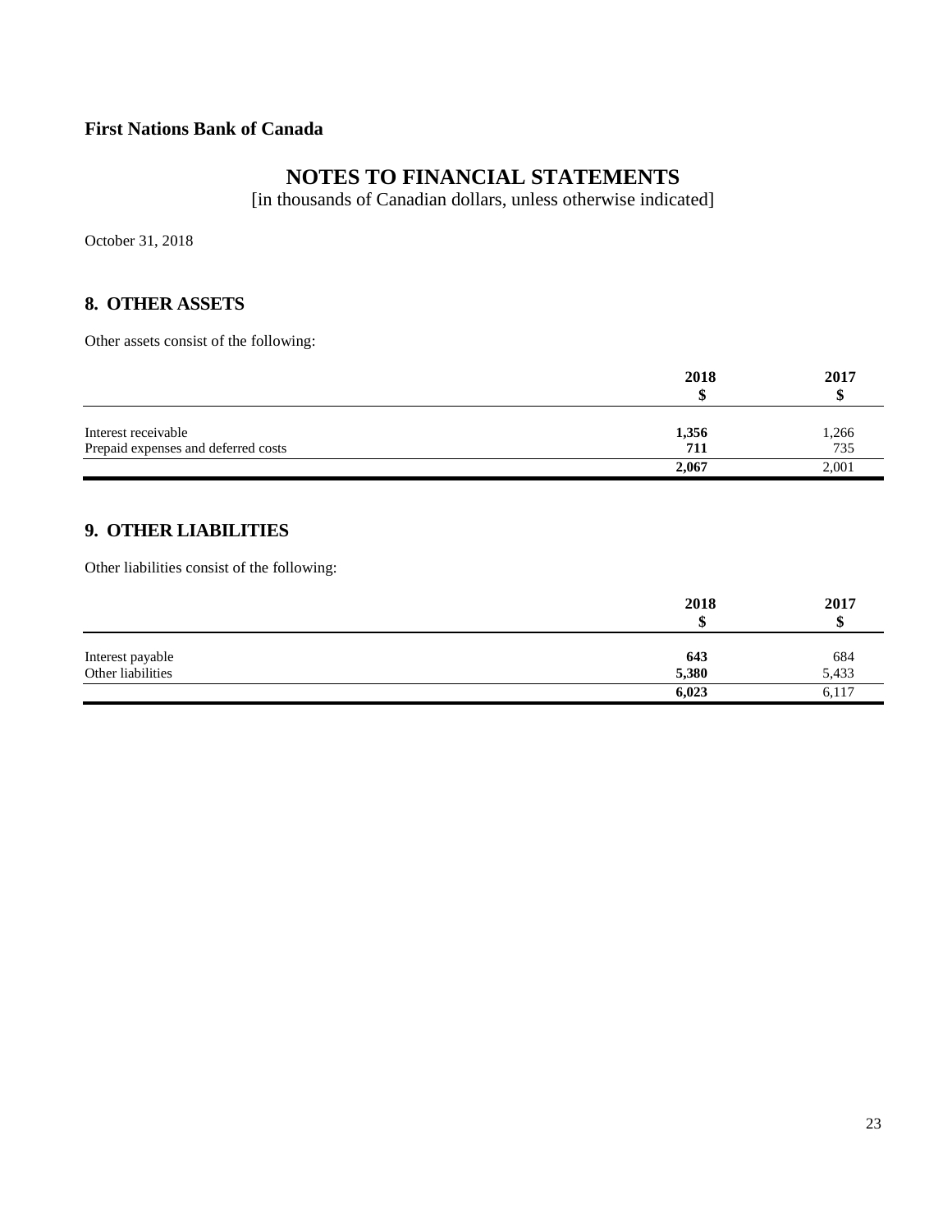**First Nations Bank of Canada**

# NOTES TO FINANCIAL STATEMENTS

[in thousands of Canadian dollars, unless otherwise indicated]

October 31, 2018

## 8. OTHER ASSETS

Other assets consist of the following:

| | 2018<br>$ | 2017<br>$ |
|---|---|---|
| Interest receivable | **1,356** | 1,266 |
| Prepaid expenses and deferred costs | **711** | 735 |
| | **2,067** | 2,001 |

## 9. OTHER LIABILITIES

Other liabilities consist of the following:

| | 2018<br>$ | 2017<br>$ |
|---|---|---|
| Interest payable | **643** | 684 |
| Other liabilities | **5,380** | 5,433 |
| | **6,023** | 6,117 |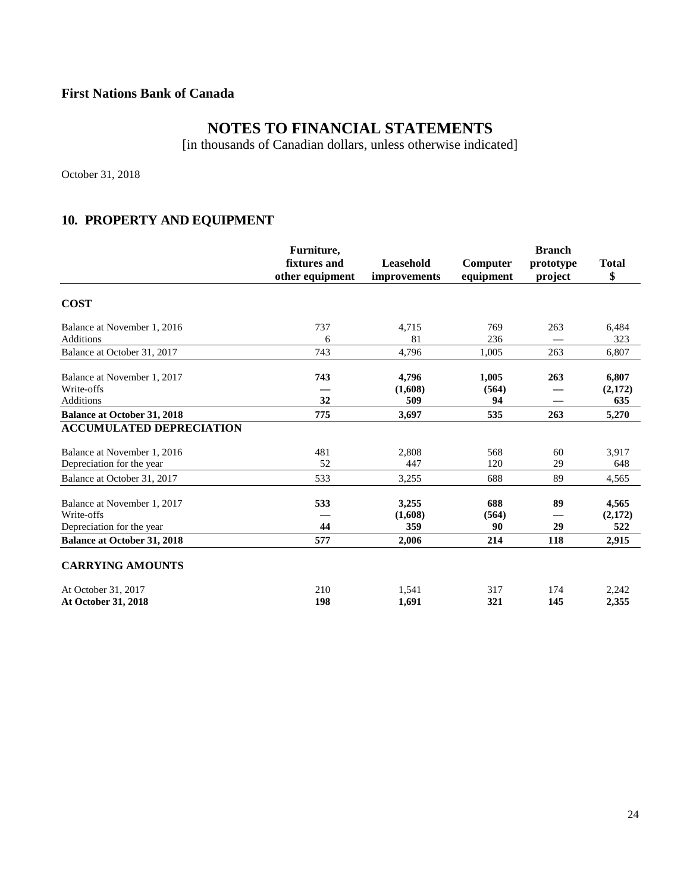**First Nations Bank of Canada**

# NOTES TO FINANCIAL STATEMENTS

[in thousands of Canadian dollars, unless otherwise indicated]

October 31, 2018

## 10. PROPERTY AND EQUIPMENT

| | Furniture, fixtures and other equipment | Leasehold improvements | Computer equipment | Branch prototype project | Total $ |
|---|---|---|---|---|---|
| **COST** | | | | | |
| Balance at November 1, 2016 | 737 | 4,715 | 769 | 263 | 6,484 |
| Additions | 6 | 81 | 236 | — | 323 |
| Balance at October 31, 2017 | 743 | 4,796 | 1,005 | 263 | 6,807 |
| Balance at November 1, 2017 | **743** | **4,796** | **1,005** | **263** | **6,807** |
| Write-offs | **—** | **(1,608)** | **(564)** | **—** | **(2,172)** |
| Additions | **32** | **509** | **94** | **—** | **635** |
| **Balance at October 31, 2018** | **775** | **3,697** | **535** | **263** | **5,270** |
| **ACCUMULATED DEPRECIATION** | | | | | |
| Balance at November 1, 2016 | 481 | 2,808 | 568 | 60 | 3,917 |
| Depreciation for the year | 52 | 447 | 120 | 29 | 648 |
| Balance at October 31, 2017 | 533 | 3,255 | 688 | 89 | 4,565 |
| Balance at November 1, 2017 | **533** | **3,255** | **688** | **89** | **4,565** |
| Write-offs | **—** | **(1,608)** | **(564)** | **—** | **(2,172)** |
| Depreciation for the year | **44** | **359** | **90** | **29** | **522** |
| **Balance at October 31, 2018** | **577** | **2,006** | **214** | **118** | **2,915** |
| **CARRYING AMOUNTS** | | | | | |
| At October 31, 2017 | 210 | 1,541 | 317 | 174 | 2,242 |
| **At October 31, 2018** | **198** | **1,691** | **321** | **145** | **2,355** |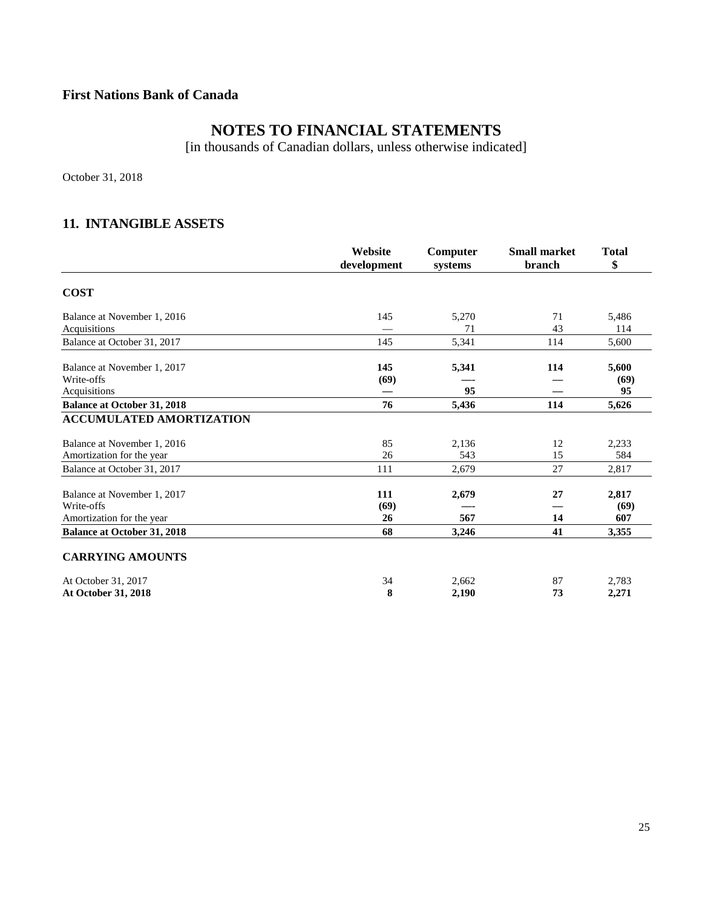**First Nations Bank of Canada**

# NOTES TO FINANCIAL STATEMENTS

[in thousands of Canadian dollars, unless otherwise indicated]

October 31, 2018

## 11. INTANGIBLE ASSETS

| | Website development | Computer systems | Small market branch | Total $ |
|---|---|---|---|---|
| **COST** | | | | |
| Balance at November 1, 2016 | 145 | 5,270 | 71 | 5,486 |
| Acquisitions | — | 71 | 43 | 114 |
| Balance at October 31, 2017 | 145 | 5,341 | 114 | 5,600 |
| Balance at November 1, 2017 | **145** | **5,341** | **114** | **5,600** |
| Write-offs | **(69)** | **—** | **—** | **(69)** |
| Acquisitions | **—** | **95** | **—** | **95** |
| **Balance at October 31, 2018** | **76** | **5,436** | **114** | **5,626** |
| **ACCUMULATED AMORTIZATION** | | | | |
| Balance at November 1, 2016 | 85 | 2,136 | 12 | 2,233 |
| Amortization for the year | 26 | 543 | 15 | 584 |
| Balance at October 31, 2017 | 111 | 2,679 | 27 | 2,817 |
| Balance at November 1, 2017 | **111** | **2,679** | **27** | **2,817** |
| Write-offs | **(69)** | **—** | **—** | **(69)** |
| Amortization for the year | **26** | **567** | **14** | **607** |
| **Balance at October 31, 2018** | **68** | **3,246** | **41** | **3,355** |
| **CARRYING AMOUNTS** | | | | |
| At October 31, 2017 | 34 | 2,662 | 87 | 2,783 |
| **At October 31, 2018** | **8** | **2,190** | **73** | **2,271** |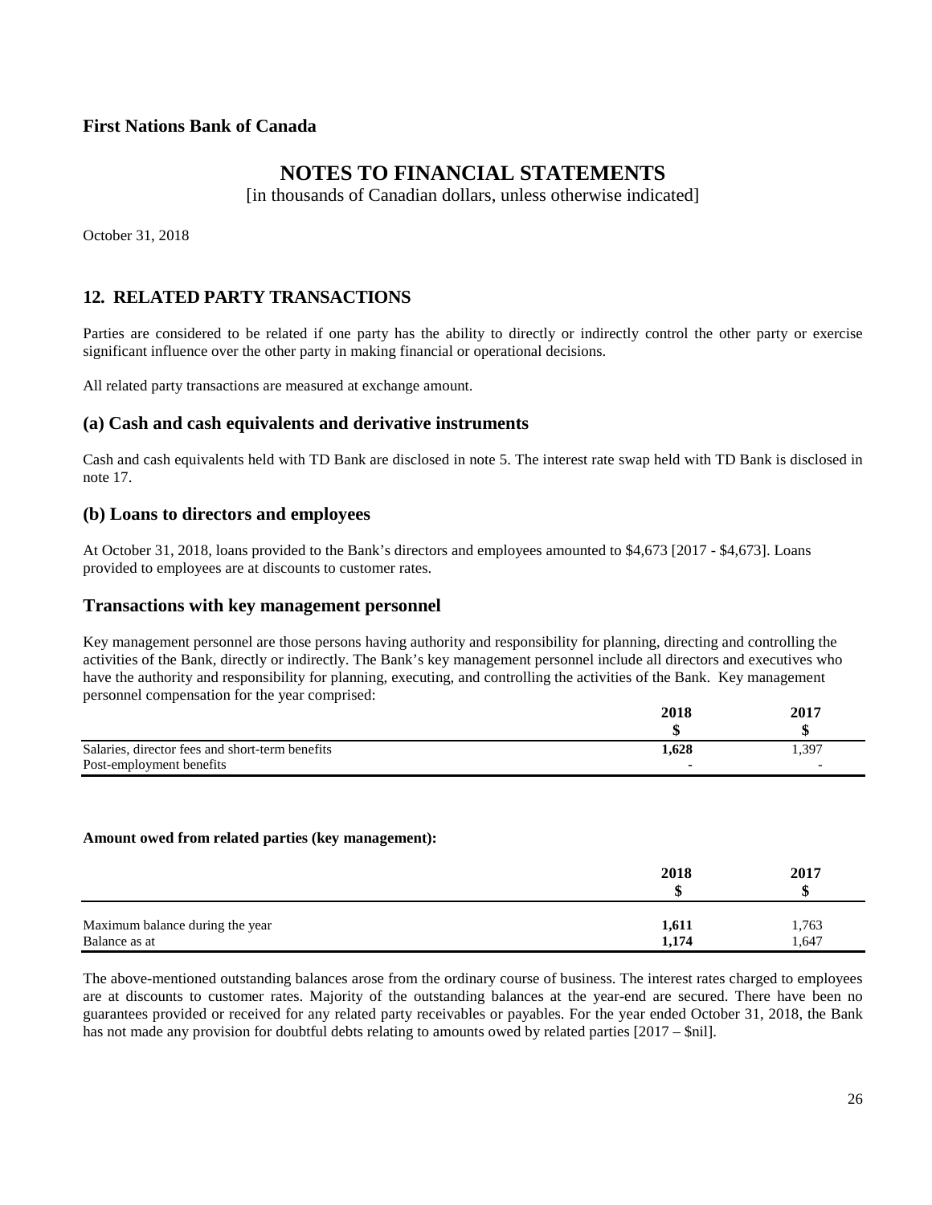**First Nations Bank of Canada**

# NOTES TO FINANCIAL STATEMENTS

[in thousands of Canadian dollars, unless otherwise indicated]

October 31, 2018

## 12. RELATED PARTY TRANSACTIONS

Parties are considered to be related if one party has the ability to directly or indirectly control the other party or exercise significant influence over the other party in making financial or operational decisions.

All related party transactions are measured at exchange amount.

### (a) Cash and cash equivalents and derivative instruments

Cash and cash equivalents held with TD Bank are disclosed in note 5. The interest rate swap held with TD Bank is disclosed in note 17.

### (b) Loans to directors and employees

At October 31, 2018, loans provided to the Bank's directors and employees amounted to $4,673 [2017 - $4,673]. Loans provided to employees are at discounts to customer rates.

### Transactions with key management personnel

Key management personnel are those persons having authority and responsibility for planning, directing and controlling the activities of the Bank, directly or indirectly. The Bank's key management personnel include all directors and executives who have the authority and responsibility for planning, executing, and controlling the activities of the Bank. Key management personnel compensation for the year comprised:

| | 2018 | 2017 |
|---|---|---|
| | **$** | **$** |
| Salaries, director fees and short-term benefits | **1,628** | 1,397 |
| Post-employment benefits | **-** | - |

**Amount owed from related parties (key management):**

| | 2018 | 2017 |
|---|---|---|
| | **$** | **$** |
| Maximum balance during the year | **1,611** | 1,763 |
| Balance as at | **1,174** | 1,647 |

The above-mentioned outstanding balances arose from the ordinary course of business. The interest rates charged to employees are at discounts to customer rates. Majority of the outstanding balances at the year-end are secured. There have been no guarantees provided or received for any related party receivables or payables. For the year ended October 31, 2018, the Bank has not made any provision for doubtful debts relating to amounts owed by related parties [2017 – $nil].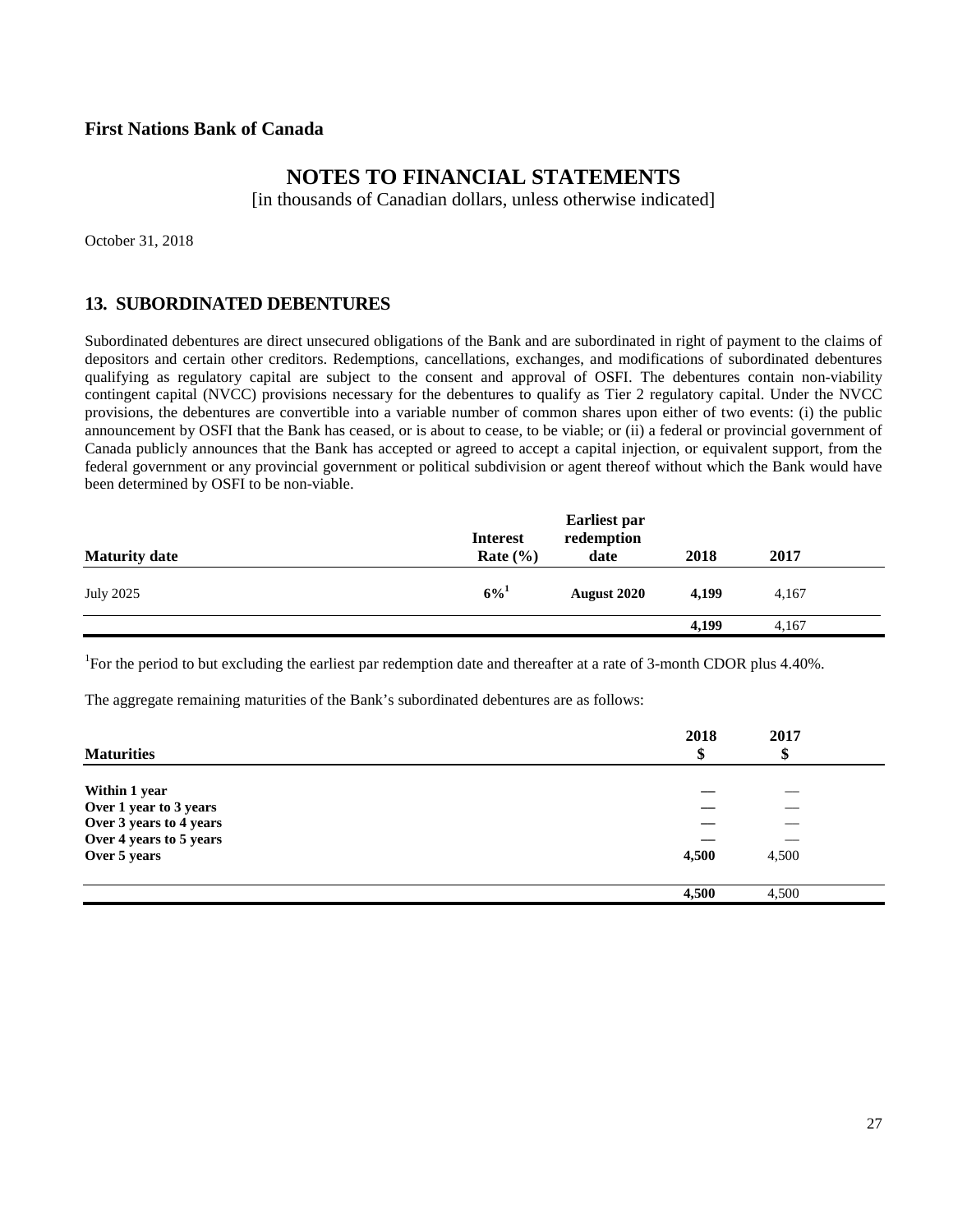**First Nations Bank of Canada**

# NOTES TO FINANCIAL STATEMENTS

[in thousands of Canadian dollars, unless otherwise indicated]

October 31, 2018

## 13. SUBORDINATED DEBENTURES

Subordinated debentures are direct unsecured obligations of the Bank and are subordinated in right of payment to the claims of depositors and certain other creditors. Redemptions, cancellations, exchanges, and modifications of subordinated debentures qualifying as regulatory capital are subject to the consent and approval of OSFI. The debentures contain non-viability contingent capital (NVCC) provisions necessary for the debentures to qualify as Tier 2 regulatory capital. Under the NVCC provisions, the debentures are convertible into a variable number of common shares upon either of two events: (i) the public announcement by OSFI that the Bank has ceased, or is about to cease, to be viable; or (ii) a federal or provincial government of Canada publicly announces that the Bank has accepted or agreed to accept a capital injection, or equivalent support, from the federal government or any provincial government or political subdivision or agent thereof without which the Bank would have been determined by OSFI to be non-viable.

| Maturity date | Interest Rate (%) | Earliest par redemption date | 2018 | 2017 |
|---|---|---|---|---|
| July 2025 | **6%[1]** | **August 2020** | **4,199** | 4,167 |
| | | | **4,199** | 4,167 |

[1]For the period to but excluding the earliest par redemption date and thereafter at a rate of 3-month CDOR plus 4.40%.

The aggregate remaining maturities of the Bank's subordinated debentures are as follows:

| Maturities | 2018 $ | 2017 $ |
|---|---|---|
| **Within 1 year** | **—** | — |
| **Over 1 year to 3 years** | **—** | — |
| **Over 3 years to 4 years** | **—** | — |
| **Over 4 years to 5 years** | **—** | — |
| **Over 5 years** | **4,500** | 4,500 |
| | **4,500** | 4,500 |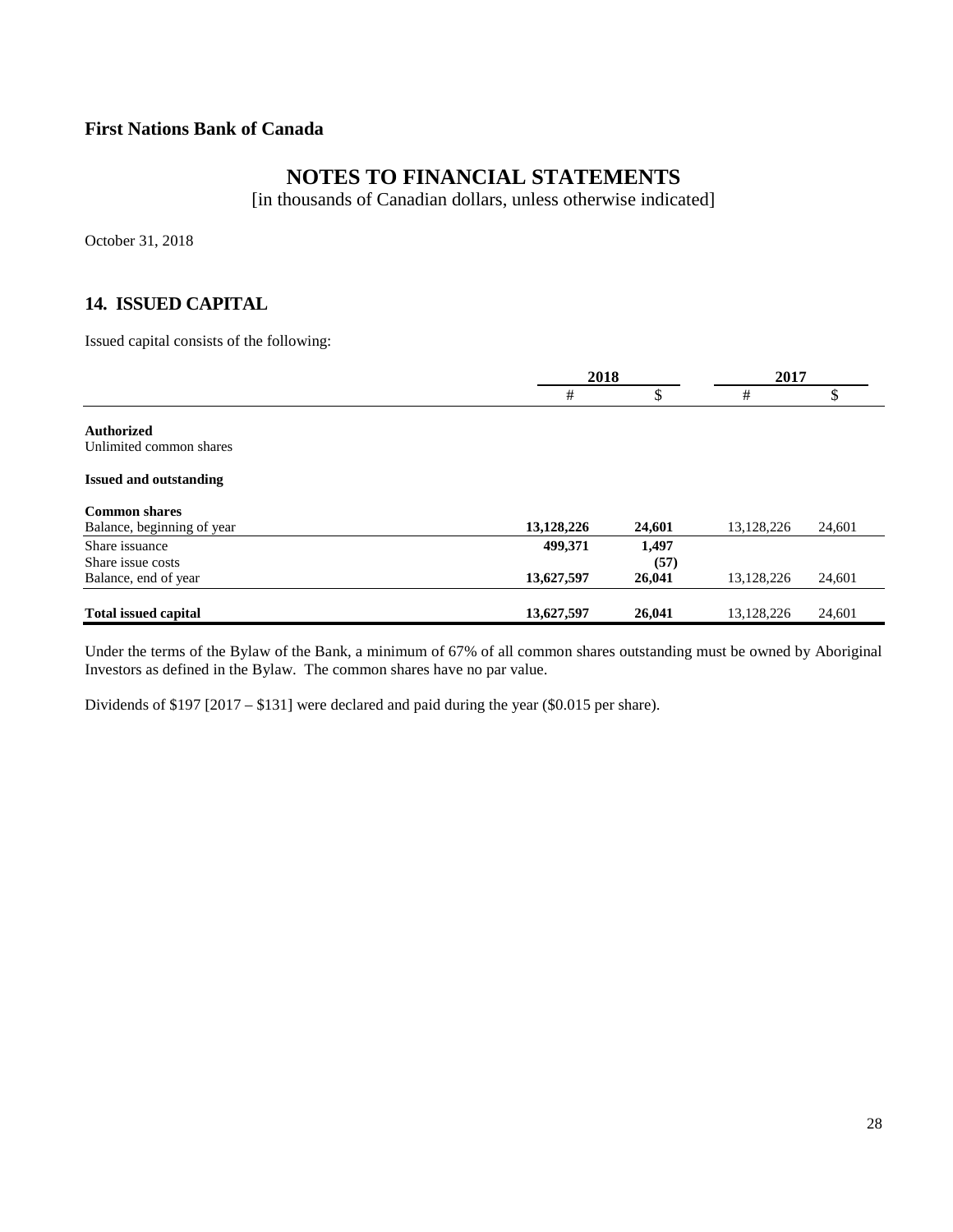**First Nations Bank of Canada**

# NOTES TO FINANCIAL STATEMENTS

[in thousands of Canadian dollars, unless otherwise indicated]

October 31, 2018

## 14. ISSUED CAPITAL

Issued capital consists of the following:

| | 2018 | | 2017 | |
|---|---|---|---|---|
| | # | $ | # | $ |
| **Authorized** | | | | |
| Unlimited common shares | | | | |
| **Issued and outstanding** | | | | |
| **Common shares** | | | | |
| Balance, beginning of year | **13,128,226** | **24,601** | 13,128,226 | 24,601 |
| Share issuance | **499,371** | **1,497** | | |
| Share issue costs | | **(57)** | | |
| Balance, end of year | **13,627,597** | **26,041** | 13,128,226 | 24,601 |
| **Total issued capital** | **13,627,597** | **26,041** | 13,128,226 | 24,601 |

Under the terms of the Bylaw of the Bank, a minimum of 67% of all common shares outstanding must be owned by Aboriginal Investors as defined in the Bylaw. The common shares have no par value.

Dividends of $197 [2017 – $131] were declared and paid during the year ($0.015 per share).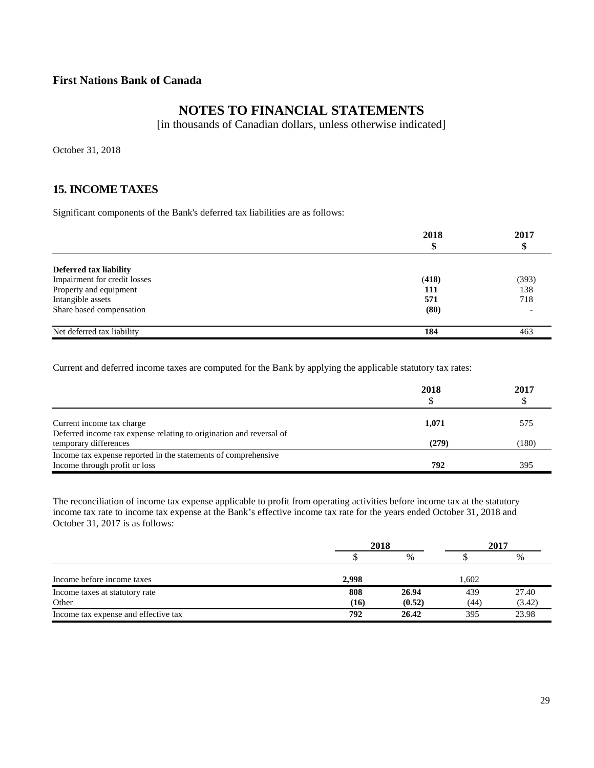**First Nations Bank of Canada**

# NOTES TO FINANCIAL STATEMENTS

[in thousands of Canadian dollars, unless otherwise indicated]

October 31, 2018

## 15. INCOME TAXES

Significant components of the Bank's deferred tax liabilities are as follows:

| | 2018<br>$ | 2017<br>$ |
|---|---|---|
| **Deferred tax liability** | | |
| Impairment for credit losses | **(418)** | (393) |
| Property and equipment | **111** | 138 |
| Intangible assets | **571** | 718 |
| Share based compensation | **(80)** | - |
| Net deferred tax liability | **184** | 463 |

Current and deferred income taxes are computed for the Bank by applying the applicable statutory tax rates:

| | 2018<br>$ | 2017<br>$ |
|---|---|---|
| Current income tax charge | **1,071** | 575 |
| Deferred income tax expense relating to origination and reversal of temporary differences | **(279)** | (180) |
| Income tax expense reported in the statements of comprehensive Income through profit or loss | **792** | 395 |

The reconciliation of income tax expense applicable to profit from operating activities before income tax at the statutory income tax rate to income tax expense at the Bank's effective income tax rate for the years ended October 31, 2018 and October 31, 2017 is as follows:

| | 2018 | | 2017 | |
|---|---|---|---|---|
| | $ | % | $ | % |
| Income before income taxes | **2,998** | | 1,602 | |
| Income taxes at statutory rate | **808** | **26.94** | 439 | 27.40 |
| Other | **(16)** | **(0.52)** | (44) | (3.42) |
| Income tax expense and effective tax | **792** | **26.42** | 395 | 23.98 |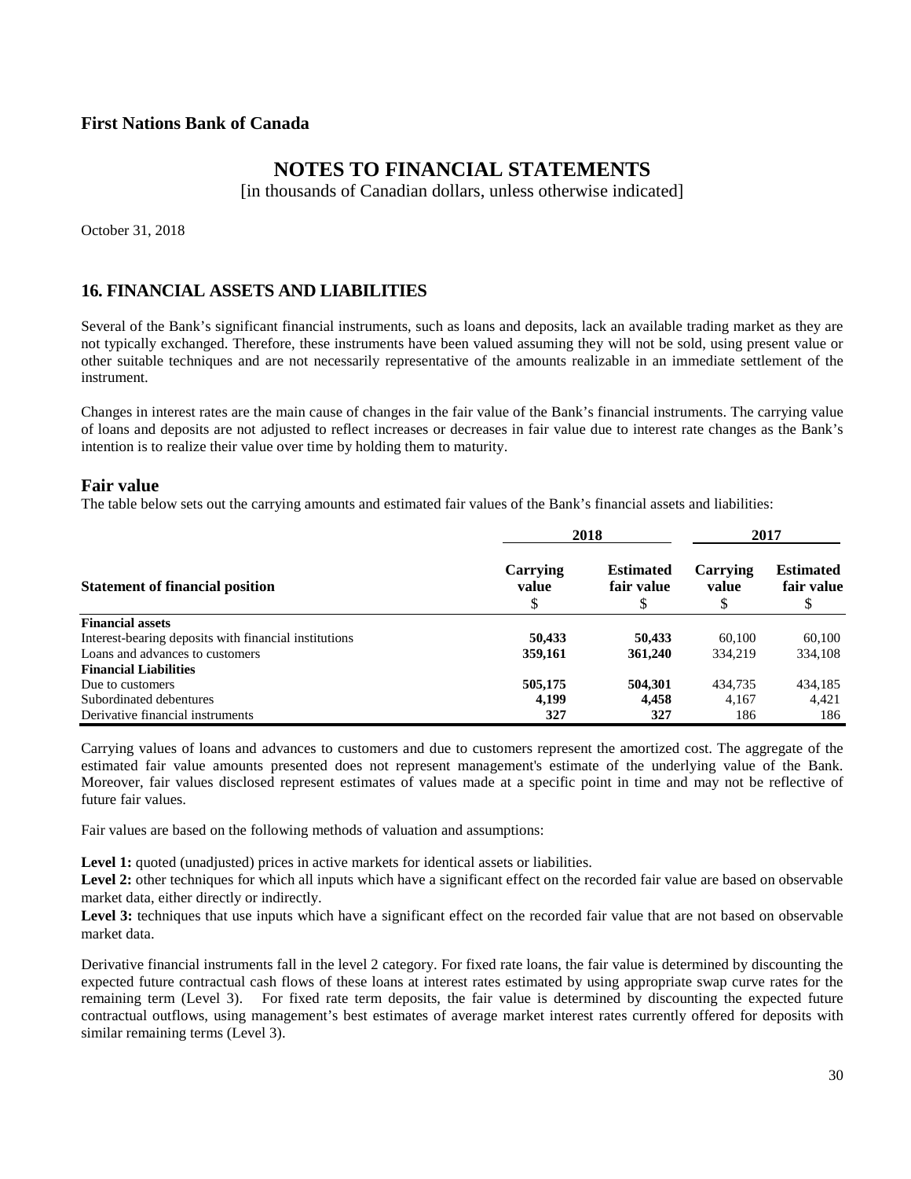**First Nations Bank of Canada**

# NOTES TO FINANCIAL STATEMENTS

[in thousands of Canadian dollars, unless otherwise indicated]

October 31, 2018

## 16. FINANCIAL ASSETS AND LIABILITIES

Several of the Bank's significant financial instruments, such as loans and deposits, lack an available trading market as they are not typically exchanged. Therefore, these instruments have been valued assuming they will not be sold, using present value or other suitable techniques and are not necessarily representative of the amounts realizable in an immediate settlement of the instrument.

Changes in interest rates are the main cause of changes in the fair value of the Bank's financial instruments. The carrying value of loans and deposits are not adjusted to reflect increases or decreases in fair value due to interest rate changes as the Bank's intention is to realize their value over time by holding them to maturity.

### Fair value

The table below sets out the carrying amounts and estimated fair values of the Bank's financial assets and liabilities:

| | 2018 | | 2017 | |
|---|---|---|---|---|
| **Statement of financial position** | **Carrying value** $ | **Estimated fair value** $ | **Carrying value** $ | **Estimated fair value** $ |
| **Financial assets** | | | | |
| Interest-bearing deposits with financial institutions | **50,433** | **50,433** | 60,100 | 60,100 |
| Loans and advances to customers | **359,161** | **361,240** | 334,219 | 334,108 |
| **Financial Liabilities** | | | | |
| Due to customers | **505,175** | **504,301** | 434,735 | 434,185 |
| Subordinated debentures | **4,199** | **4,458** | 4,167 | 4,421 |
| Derivative financial instruments | **327** | **327** | 186 | 186 |

Carrying values of loans and advances to customers and due to customers represent the amortized cost. The aggregate of the estimated fair value amounts presented does not represent management's estimate of the underlying value of the Bank. Moreover, fair values disclosed represent estimates of values made at a specific point in time and may not be reflective of future fair values.

Fair values are based on the following methods of valuation and assumptions:

**Level 1:** quoted (unadjusted) prices in active markets for identical assets or liabilities.
**Level 2:** other techniques for which all inputs which have a significant effect on the recorded fair value are based on observable market data, either directly or indirectly.
**Level 3:** techniques that use inputs which have a significant effect on the recorded fair value that are not based on observable market data.

Derivative financial instruments fall in the level 2 category. For fixed rate loans, the fair value is determined by discounting the expected future contractual cash flows of these loans at interest rates estimated by using appropriate swap curve rates for the remaining term (Level 3). For fixed rate term deposits, the fair value is determined by discounting the expected future contractual outflows, using management's best estimates of average market interest rates currently offered for deposits with similar remaining terms (Level 3).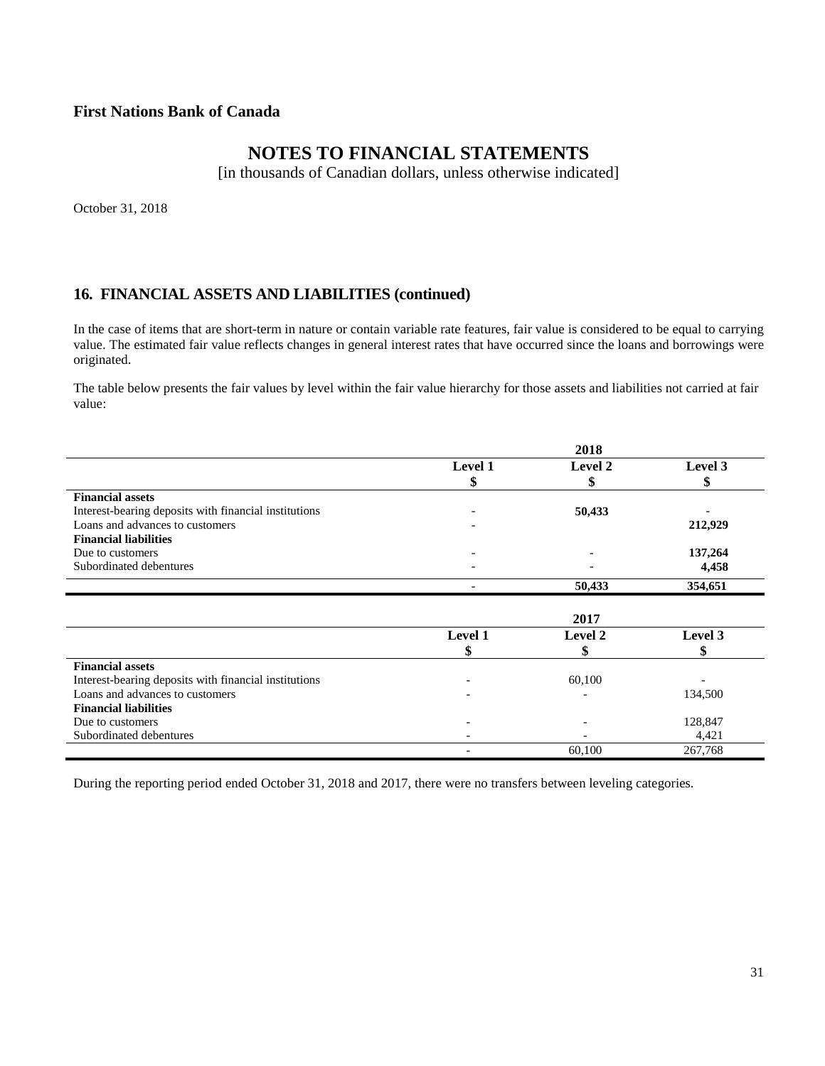**First Nations Bank of Canada**

# NOTES TO FINANCIAL STATEMENTS

[in thousands of Canadian dollars, unless otherwise indicated]

October 31, 2018

## 16. FINANCIAL ASSETS AND LIABILITIES (continued)

In the case of items that are short-term in nature or contain variable rate features, fair value is considered to be equal to carrying value. The estimated fair value reflects changes in general interest rates that have occurred since the loans and borrowings were originated.

The table below presents the fair values by level within the fair value hierarchy for those assets and liabilities not carried at fair value:

| | 2018 | | |
|---|---|---|---|
| | **Level 1** | **Level 2** | **Level 3** |
| | **$** | **$** | **$** |
| **Financial assets** | | | |
| Interest-bearing deposits with financial institutions | - | **50,433** | - |
| Loans and advances to customers | - | | **212,929** |
| **Financial liabilities** | | | |
| Due to customers | - | - | **137,264** |
| Subordinated debentures | - | - | **4,458** |
| | **-** | **50,433** | **354,651** |

| | 2017 | | |
|---|---|---|---|
| | **Level 1** | **Level 2** | **Level 3** |
| | **$** | **$** | **$** |
| **Financial assets** | | | |
| Interest-bearing deposits with financial institutions | - | 60,100 | - |
| Loans and advances to customers | - | - | 134,500 |
| **Financial liabilities** | | | |
| Due to customers | - | - | 128,847 |
| Subordinated debentures | - | - | 4,421 |
| | - | 60,100 | 267,768 |

During the reporting period ended October 31, 2018 and 2017, there were no transfers between leveling categories.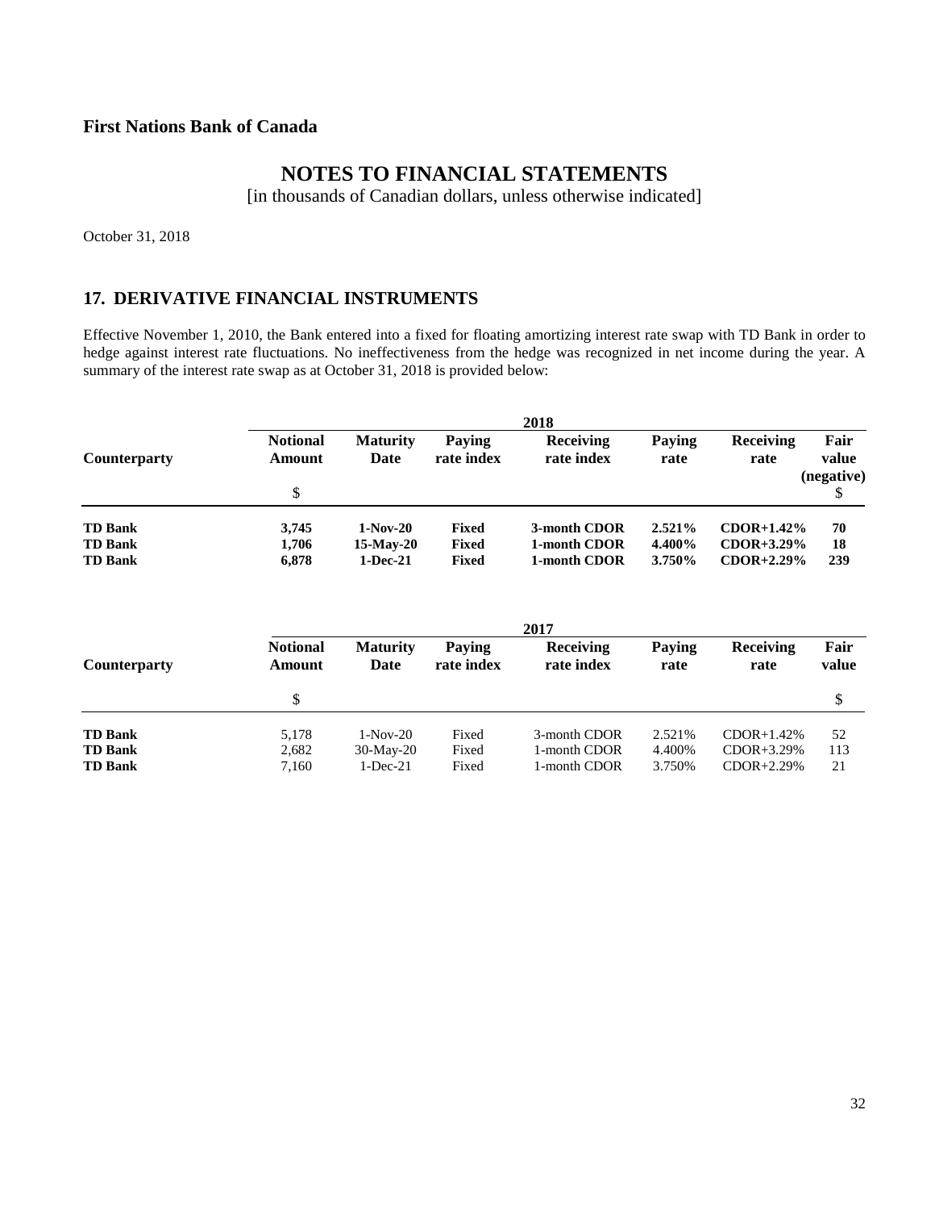**First Nations Bank of Canada**

# NOTES TO FINANCIAL STATEMENTS

[in thousands of Canadian dollars, unless otherwise indicated]

October 31, 2018

## 17. DERIVATIVE FINANCIAL INSTRUMENTS

Effective November 1, 2010, the Bank entered into a fixed for floating amortizing interest rate swap with TD Bank in order to hedge against interest rate fluctuations. No ineffectiveness from the hedge was recognized in net income during the year. A summary of the interest rate swap as at October 31, 2018 is provided below:

| | 2018 | | | | | | |
|---|---|---|---|---|---|---|---|
| **Counterparty** | **Notional Amount** | **Maturity Date** | **Paying rate index** | **Receiving rate index** | **Paying rate** | **Receiving rate** | **Fair value (negative)** |
| | $ | | | | | | $ |
| **TD Bank** | **3,745** | **1-Nov-20** | **Fixed** | **3-month CDOR** | **2.521%** | **CDOR+1.42%** | **70** |
| **TD Bank** | **1,706** | **15-May-20** | **Fixed** | **1-month CDOR** | **4.400%** | **CDOR+3.29%** | **18** |
| **TD Bank** | **6,878** | **1-Dec-21** | **Fixed** | **1-month CDOR** | **3.750%** | **CDOR+2.29%** | **239** |

| | 2017 | | | | | | |
|---|---|---|---|---|---|---|---|
| **Counterparty** | **Notional Amount** | **Maturity Date** | **Paying rate index** | **Receiving rate index** | **Paying rate** | **Receiving rate** | **Fair value** |
| | $ | | | | | | $ |
| **TD Bank** | 5,178 | 1-Nov-20 | Fixed | 3-month CDOR | 2.521% | CDOR+1.42% | 52 |
| **TD Bank** | 2,682 | 30-May-20 | Fixed | 1-month CDOR | 4.400% | CDOR+3.29% | 113 |
| **TD Bank** | 7,160 | 1-Dec-21 | Fixed | 1-month CDOR | 3.750% | CDOR+2.29% | 21 |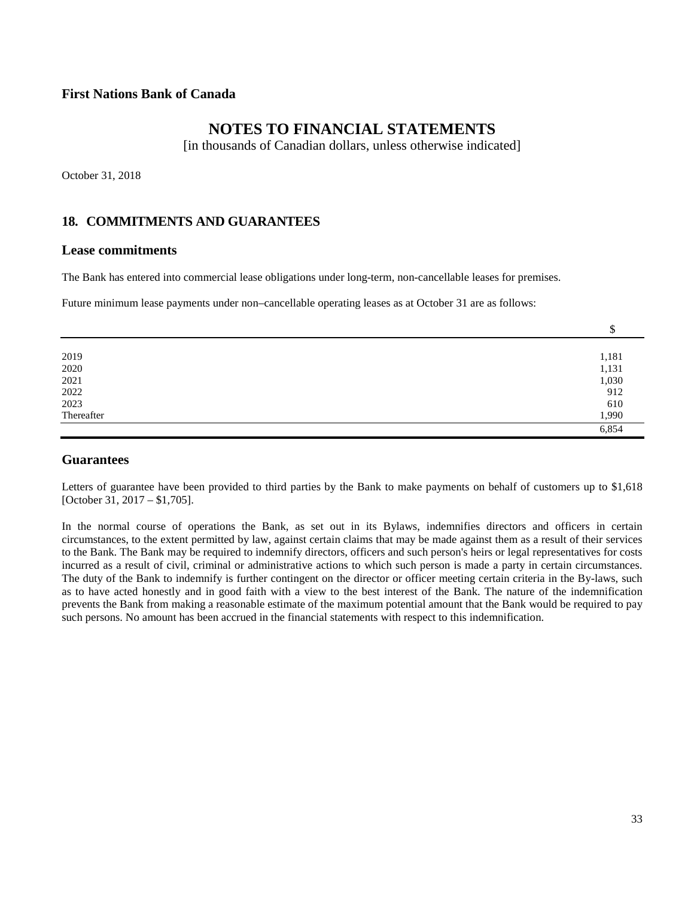**First Nations Bank of Canada**

# NOTES TO FINANCIAL STATEMENTS

[in thousands of Canadian dollars, unless otherwise indicated]

October 31, 2018

## 18. COMMITMENTS AND GUARANTEES

### Lease commitments

The Bank has entered into commercial lease obligations under long-term, non-cancellable leases for premises.

Future minimum lease payments under non–cancellable operating leases as at October 31 are as follows:

| | $ |
|---|---|
| 2019 | 1,181 |
| 2020 | 1,131 |
| 2021 | 1,030 |
| 2022 | 912 |
| 2023 | 610 |
| Thereafter | 1,990 |
| | 6,854 |

### Guarantees

Letters of guarantee have been provided to third parties by the Bank to make payments on behalf of customers up to $1,618 [October 31, 2017 – $1,705].

In the normal course of operations the Bank, as set out in its Bylaws, indemnifies directors and officers in certain circumstances, to the extent permitted by law, against certain claims that may be made against them as a result of their services to the Bank. The Bank may be required to indemnify directors, officers and such person's heirs or legal representatives for costs incurred as a result of civil, criminal or administrative actions to which such person is made a party in certain circumstances. The duty of the Bank to indemnify is further contingent on the director or officer meeting certain criteria in the By-laws, such as to have acted honestly and in good faith with a view to the best interest of the Bank. The nature of the indemnification prevents the Bank from making a reasonable estimate of the maximum potential amount that the Bank would be required to pay such persons. No amount has been accrued in the financial statements with respect to this indemnification.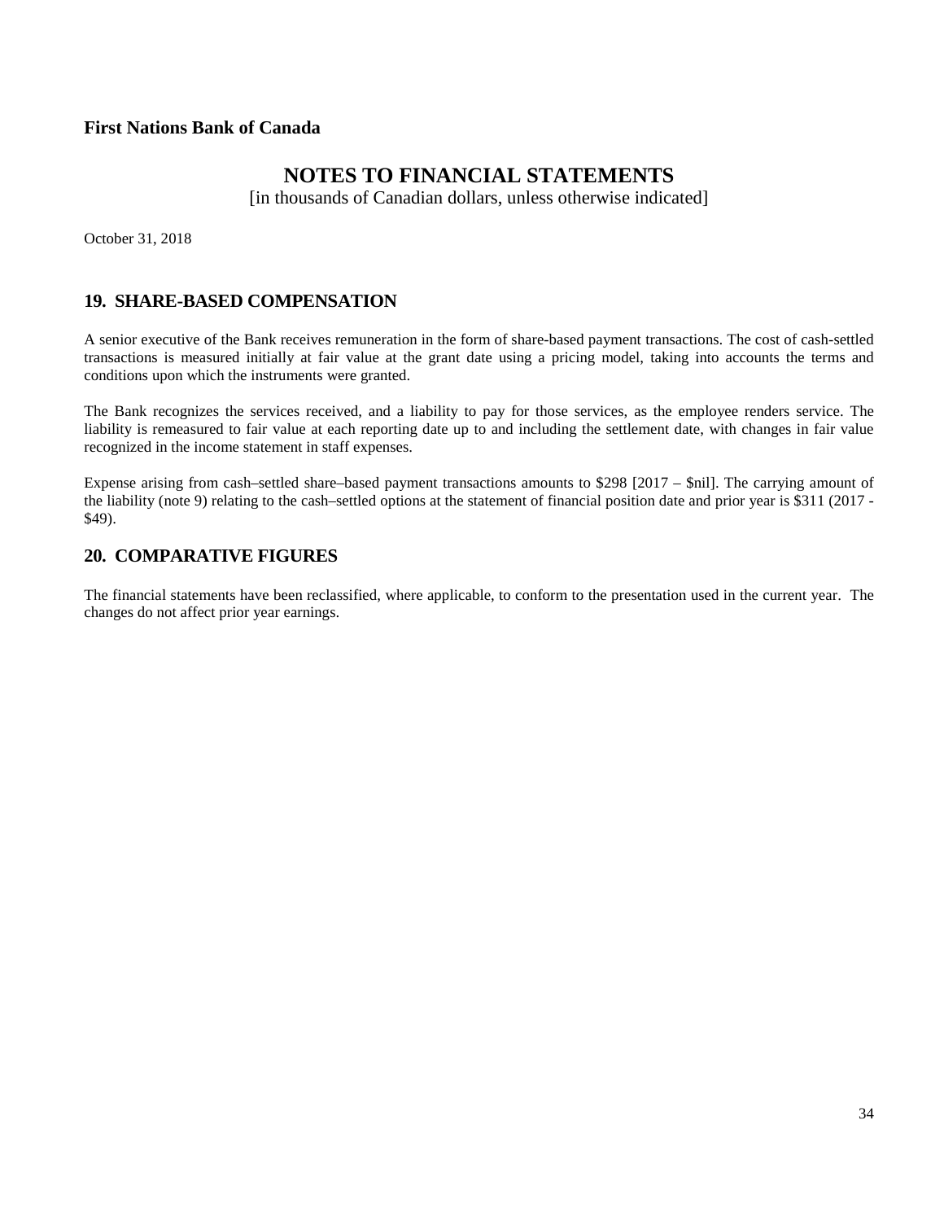**First Nations Bank of Canada**

# NOTES TO FINANCIAL STATEMENTS

[in thousands of Canadian dollars, unless otherwise indicated]

October 31, 2018

## 19. SHARE-BASED COMPENSATION

A senior executive of the Bank receives remuneration in the form of share-based payment transactions. The cost of cash-settled transactions is measured initially at fair value at the grant date using a pricing model, taking into accounts the terms and conditions upon which the instruments were granted.

The Bank recognizes the services received, and a liability to pay for those services, as the employee renders service. The liability is remeasured to fair value at each reporting date up to and including the settlement date, with changes in fair value recognized in the income statement in staff expenses.

Expense arising from cash–settled share–based payment transactions amounts to $298 [2017 – $nil]. The carrying amount of the liability (note 9) relating to the cash–settled options at the statement of financial position date and prior year is $311 (2017 - $49).

## 20. COMPARATIVE FIGURES

The financial statements have been reclassified, where applicable, to conform to the presentation used in the current year. The changes do not affect prior year earnings.